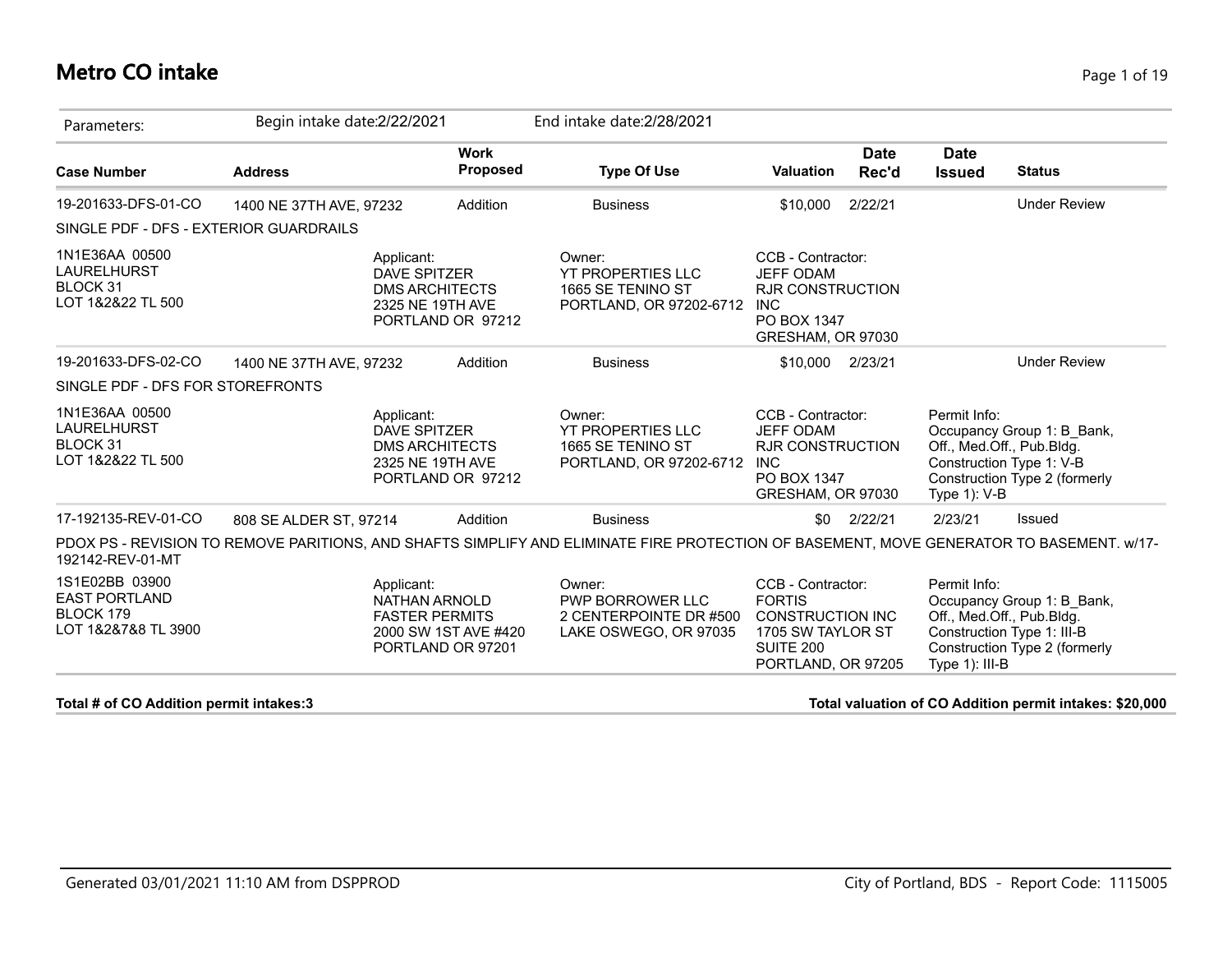# Metro CO intake

Parameters: Begin intake date:2/22/2021 End intake date:2/28/2021

| Case Number | Address | Work Proposed | Type Of Use | Valuation | Date Rec'd | Date Issued | Status |
|---|---|---|---|---|---|---|---|
| 19-201633-DFS-01-CO | 1400 NE 37TH AVE, 97232 | Addition | Business | $10,000 | 2/22/21 | | Under Review |

SINGLE PDF - DFS - EXTERIOR GUARDRAILS

1N1E36AA 00500
LAURELHURST
BLOCK 31
LOT 1&2&22 TL 500

Applicant:
DAVE SPITZER
DMS ARCHITECTS
2325 NE 19TH AVE
PORTLAND OR 97212

Owner:
YT PROPERTIES LLC
1665 SE TENINO ST
PORTLAND, OR 97202-6712

CCB - Contractor:
JEFF ODAM
RJR CONSTRUCTION INC
PO BOX 1347
GRESHAM, OR 97030

| Case Number | Address | Work Proposed | Type Of Use | Valuation | Date Rec'd | Date Issued | Status |
|---|---|---|---|---|---|---|---|
| 19-201633-DFS-02-CO | 1400 NE 37TH AVE, 97232 | Addition | Business | $10,000 | 2/23/21 | | Under Review |

SINGLE PDF - DFS FOR STOREFRONTS

1N1E36AA 00500
LAURELHURST
BLOCK 31
LOT 1&2&22 TL 500

Applicant:
DAVE SPITZER
DMS ARCHITECTS
2325 NE 19TH AVE
PORTLAND OR 97212

Owner:
YT PROPERTIES LLC
1665 SE TENINO ST
PORTLAND, OR 97202-6712

CCB - Contractor:
JEFF ODAM
RJR CONSTRUCTION INC
PO BOX 1347
GRESHAM, OR 97030

Permit Info:
Occupancy Group 1: B_Bank, Off., Med.Off., Pub.Bldg.
Construction Type 1: V-B
Construction Type 2 (formerly Type 1): V-B

| Case Number | Address | Work Proposed | Type Of Use | Valuation | Date Rec'd | Date Issued | Status |
|---|---|---|---|---|---|---|---|
| 17-192135-REV-01-CO | 808 SE ALDER ST, 97214 | Addition | Business | $0 | 2/22/21 | 2/23/21 | Issued |

PDOX PS - REVISION TO REMOVE PARITIONS, AND SHAFTS SIMPLIFY AND ELIMINATE FIRE PROTECTION OF BASEMENT, MOVE GENERATOR TO BASEMENT. w/17-192142-REV-01-MT

1S1E02BB 03900
EAST PORTLAND
BLOCK 179
LOT 1&2&7&8 TL 3900

Applicant:
NATHAN ARNOLD
FASTER PERMITS
2000 SW 1ST AVE #420
PORTLAND OR 97201

Owner:
PWP BORROWER LLC
2 CENTERPOINTE DR #500
LAKE OSWEGO, OR 97035

CCB - Contractor:
FORTIS CONSTRUCTION INC
1705 SW TAYLOR ST
SUITE 200
PORTLAND, OR 97205

Permit Info:
Occupancy Group 1: B_Bank, Off., Med.Off., Pub.Bldg.
Construction Type 1: III-B
Construction Type 2 (formerly Type 1): III-B

**Total # of CO Addition permit intakes:3**

**Total valuation of CO Addition permit intakes: $20,000**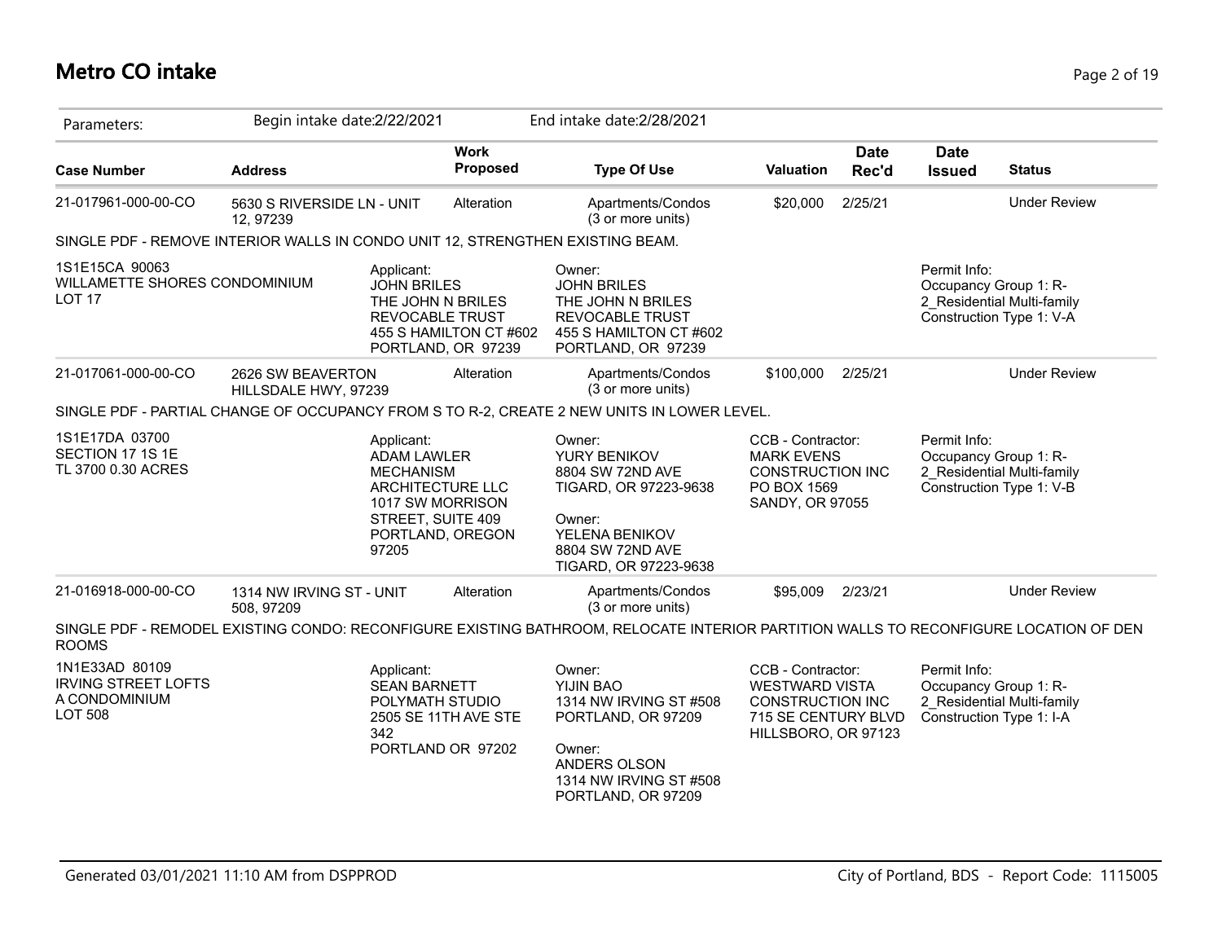# Metro CO intake

Parameters: Begin intake date:2/22/2021 End intake date:2/28/2021

| Case Number | Address | Work Proposed | Type Of Use | Valuation | Date Rec'd | Date Issued | Status |
|---|---|---|---|---|---|---|---|
| 21-017961-000-00-CO | 5630 S RIVERSIDE LN - UNIT 12, 97239 | Alteration | Apartments/Condos (3 or more units) | $20,000 | 2/25/21 | | Under Review |

SINGLE PDF - REMOVE INTERIOR WALLS IN CONDO UNIT 12, STRENGTHEN EXISTING BEAM.

1S1E15CA 90063
WILLAMETTE SHORES CONDOMINIUM
LOT 17

Applicant:
JOHN BRILES
THE JOHN N BRILES REVOCABLE TRUST
455 S HAMILTON CT #602
PORTLAND, OR 97239

Owner:
JOHN BRILES
THE JOHN N BRILES REVOCABLE TRUST
455 S HAMILTON CT #602
PORTLAND, OR 97239

Permit Info:
Occupancy Group 1: R-2_Residential Multi-family
Construction Type 1: V-A

| Case Number | Address | Work Proposed | Type Of Use | Valuation | Date Rec'd | Date Issued | Status |
|---|---|---|---|---|---|---|---|
| 21-017061-000-00-CO | 2626 SW BEAVERTON HILLSDALE HWY, 97239 | Alteration | Apartments/Condos (3 or more units) | $100,000 | 2/25/21 | | Under Review |

SINGLE PDF - PARTIAL CHANGE OF OCCUPANCY FROM S TO R-2, CREATE 2 NEW UNITS IN LOWER LEVEL.

1S1E17DA 03700
SECTION 17 1S 1E
TL 3700 0.30 ACRES

Applicant:
ADAM LAWLER
MECHANISM ARCHITECTURE LLC
1017 SW MORRISON STREET, SUITE 409
PORTLAND, OREGON 97205

Owner:
YURY BENIKOV
8804 SW 72ND AVE
TIGARD, OR 97223-9638

Owner:
YELENA BENIKOV
8804 SW 72ND AVE
TIGARD, OR 97223-9638

CCB - Contractor:
MARK EVENS CONSTRUCTION INC
PO BOX 1569
SANDY, OR 97055

Permit Info:
Occupancy Group 1: R-2_Residential Multi-family
Construction Type 1: V-B

| Case Number | Address | Work Proposed | Type Of Use | Valuation | Date Rec'd | Date Issued | Status |
|---|---|---|---|---|---|---|---|
| 21-016918-000-00-CO | 1314 NW IRVING ST - UNIT 508, 97209 | Alteration | Apartments/Condos (3 or more units) | $95,009 | 2/23/21 | | Under Review |

SINGLE PDF - REMODEL EXISTING CONDO: RECONFIGURE EXISTING BATHROOM, RELOCATE INTERIOR PARTITION WALLS TO RECONFIGURE LOCATION OF DEN ROOMS

1N1E33AD 80109
IRVING STREET LOFTS A CONDOMINIUM
LOT 508

Applicant:
SEAN BARNETT
POLYMATH STUDIO
2505 SE 11TH AVE STE 342
PORTLAND OR 97202

Owner:
YIJIN BAO
1314 NW IRVING ST #508
PORTLAND, OR 97209

Owner:
ANDERS OLSON
1314 NW IRVING ST #508
PORTLAND, OR 97209

CCB - Contractor:
WESTWARD VISTA CONSTRUCTION INC
715 SE CENTURY BLVD
HILLSBORO, OR 97123

Permit Info:
Occupancy Group 1: R-2_Residential Multi-family
Construction Type 1: I-A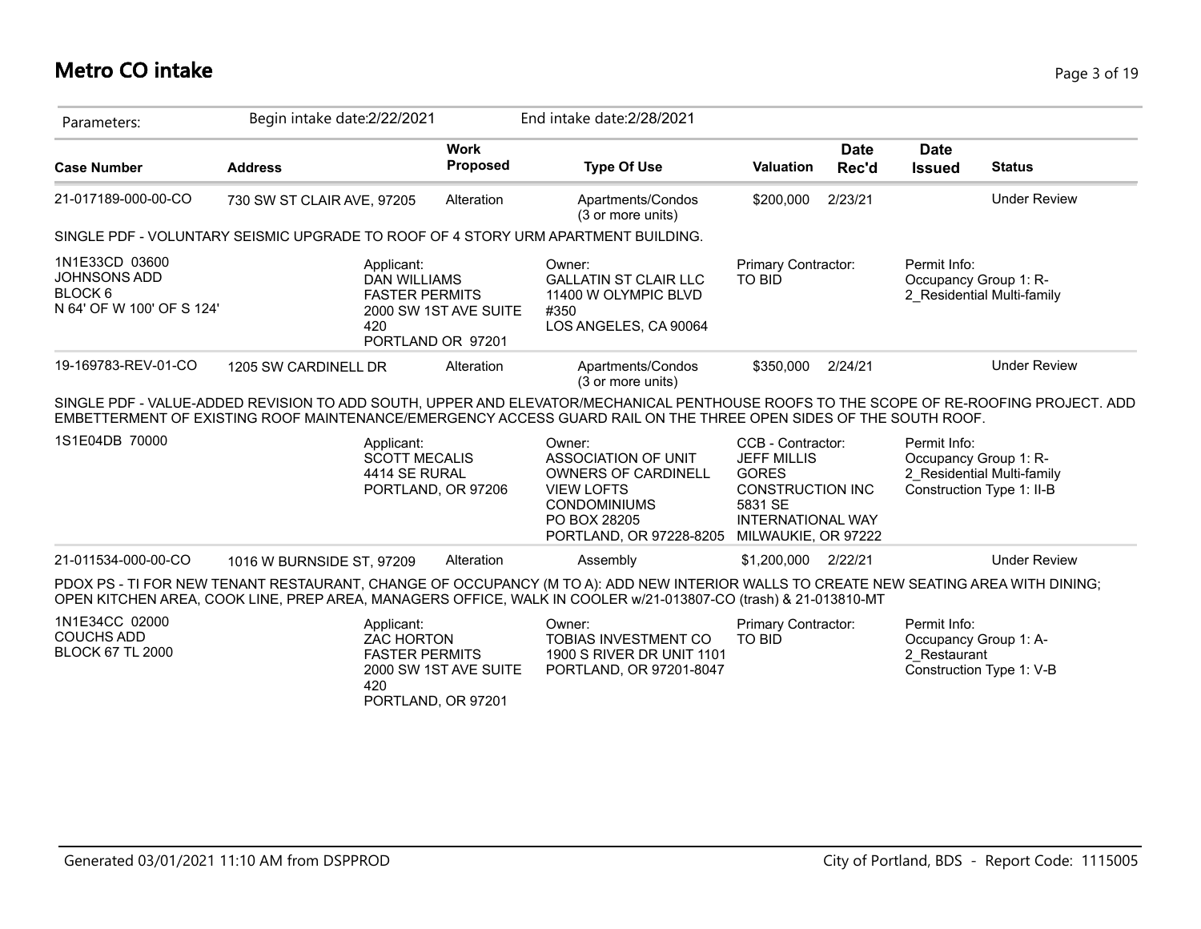# Metro CO intake

| Parameters: | Begin intake date:2/22/2021 | | End intake date:2/28/2021 | | | | |
|---|---|---|---|---|---|---|---|
| **Case Number** | **Address** | **Work Proposed** | **Type Of Use** | **Valuation** | **Date Rec'd** | **Date Issued** | **Status** |
| 21-017189-000-00-CO | 730 SW ST CLAIR AVE, 97205 | Alteration | Apartments/Condos (3 or more units) | $200,000 | 2/23/21 | | Under Review |

SINGLE PDF - VOLUNTARY SEISMIC UPGRADE TO ROOF OF 4 STORY URM APARTMENT BUILDING.

| | Applicant: | Owner: | Primary Contractor: | Permit Info: |
|---|---|---|---|---|
| 1N1E33CD 03600<br>JOHNSONS ADD<br>BLOCK 6<br>N 64' OF W 100' OF S 124' | DAN WILLIAMS<br>FASTER PERMITS<br>2000 SW 1ST AVE SUITE 420<br>PORTLAND OR 97201 | GALLATIN ST CLAIR LLC<br>11400 W OLYMPIC BLVD #350<br>LOS ANGELES, CA 90064 | TO BID | Occupancy Group 1: R-2_Residential Multi-family |

| Case Number | Address | Work Proposed | Type Of Use | Valuation | Date Rec'd | Date Issued | Status |
|---|---|---|---|---|---|---|---|
| 19-169783-REV-01-CO | 1205 SW CARDINELL DR | Alteration | Apartments/Condos (3 or more units) | $350,000 | 2/24/21 | | Under Review |

SINGLE PDF - VALUE-ADDED REVISION TO ADD SOUTH, UPPER AND ELEVATOR/MECHANICAL PENTHOUSE ROOFS TO THE SCOPE OF RE-ROOFING PROJECT. ADD EMBETTERMENT OF EXISTING ROOF MAINTENANCE/EMERGENCY ACCESS GUARD RAIL ON THE THREE OPEN SIDES OF THE SOUTH ROOF.

| | Applicant: | Owner: | CCB - Contractor: | Permit Info: |
|---|---|---|---|---|
| 1S1E04DB 70000 | SCOTT MECALIS<br>4414 SE RURAL<br>PORTLAND, OR 97206 | ASSOCIATION OF UNIT OWNERS OF CARDINELL VIEW LOFTS CONDOMINIUMS<br>PO BOX 28205<br>PORTLAND, OR 97228-8205 | JEFF MILLIS<br>GORES CONSTRUCTION INC<br>5831 SE INTERNATIONAL WAY<br>MILWAUKIE, OR 97222 | Occupancy Group 1: R-2_Residential Multi-family<br>Construction Type 1: II-B |

| Case Number | Address | Work Proposed | Type Of Use | Valuation | Date Rec'd | Date Issued | Status |
|---|---|---|---|---|---|---|---|
| 21-011534-000-00-CO | 1016 W BURNSIDE ST, 97209 | Alteration | Assembly | $1,200,000 | 2/22/21 | | Under Review |

PDOX PS - TI FOR NEW TENANT RESTAURANT, CHANGE OF OCCUPANCY (M TO A): ADD NEW INTERIOR WALLS TO CREATE NEW SEATING AREA WITH DINING; OPEN KITCHEN AREA, COOK LINE, PREP AREA, MANAGERS OFFICE, WALK IN COOLER w/21-013807-CO (trash) & 21-013810-MT

| | Applicant: | Owner: | Primary Contractor: | Permit Info: |
|---|---|---|---|---|
| 1N1E34CC 02000<br>COUCHS ADD<br>BLOCK 67 TL 2000 | ZAC HORTON<br>FASTER PERMITS<br>2000 SW 1ST AVE SUITE 420<br>PORTLAND, OR 97201 | TOBIAS INVESTMENT CO<br>1900 S RIVER DR UNIT 1101<br>PORTLAND, OR 97201-8047 | TO BID | Occupancy Group 1: A-2_Restaurant<br>Construction Type 1: V-B |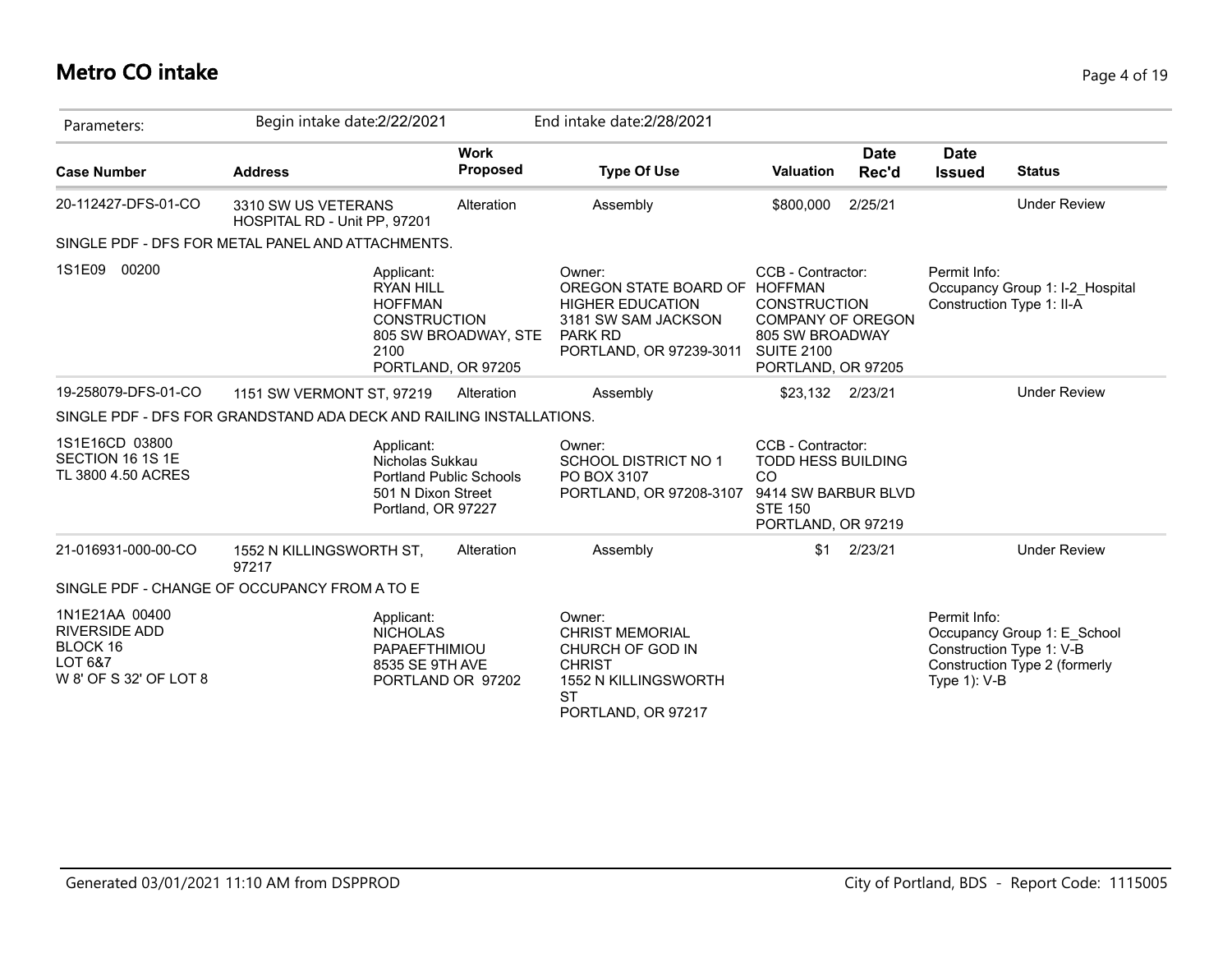# Metro CO intake

Parameters: Begin intake date:2/22/2021 End intake date:2/28/2021

| Case Number | Address | Work Proposed | Type Of Use | Valuation | Date Rec'd | Date Issued | Status |
|---|---|---|---|---|---|---|---|
| 20-112427-DFS-01-CO | 3310 SW US VETERANS HOSPITAL RD - Unit PP, 97201 | Alteration | Assembly | $800,000 | 2/25/21 | | Under Review |

SINGLE PDF - DFS FOR METAL PANEL AND ATTACHMENTS.

1S1E09 00200

Applicant:
RYAN HILL
HOFFMAN CONSTRUCTION
805 SW BROADWAY, STE 2100
PORTLAND, OR 97205

Owner:
OREGON STATE BOARD OF HIGHER EDUCATION
3181 SW SAM JACKSON PARK RD
PORTLAND, OR 97239-3011

CCB - Contractor:
HOFFMAN CONSTRUCTION COMPANY OF OREGON
805 SW BROADWAY SUITE 2100
PORTLAND, OR 97205

Permit Info:
Occupancy Group 1: I-2_Hospital
Construction Type 1: II-A

| Case Number | Address | Work Proposed | Type Of Use | Valuation | Date Rec'd | Date Issued | Status |
|---|---|---|---|---|---|---|---|
| 19-258079-DFS-01-CO | 1151 SW VERMONT ST, 97219 | Alteration | Assembly | $23,132 | 2/23/21 | | Under Review |

SINGLE PDF - DFS FOR GRANDSTAND ADA DECK AND RAILING INSTALLATIONS.

1S1E16CD 03800
SECTION 16 1S 1E
TL 3800 4.50 ACRES

Applicant:
Nicholas Sukkau
Portland Public Schools
501 N Dixon Street
Portland, OR 97227

Owner:
SCHOOL DISTRICT NO 1
PO BOX 3107
PORTLAND, OR 97208-3107

CCB - Contractor:
TODD HESS BUILDING CO
9414 SW BARBUR BLVD STE 150
PORTLAND, OR 97219

| Case Number | Address | Work Proposed | Type Of Use | Valuation | Date Rec'd | Date Issued | Status |
|---|---|---|---|---|---|---|---|
| 21-016931-000-00-CO | 1552 N KILLINGSWORTH ST, 97217 | Alteration | Assembly | $1 | 2/23/21 | | Under Review |

SINGLE PDF - CHANGE OF OCCUPANCY FROM A TO E

1N1E21AA 00400
RIVERSIDE ADD
BLOCK 16
LOT 6&7
W 8' OF S 32' OF LOT 8

Applicant:
NICHOLAS PAPAEFTHIMIOU
8535 SE 9TH AVE
PORTLAND OR 97202

Owner:
CHRIST MEMORIAL CHURCH OF GOD IN CHRIST
1552 N KILLINGSWORTH ST
PORTLAND, OR 97217

Permit Info:
Occupancy Group 1: E_School
Construction Type 1: V-B
Construction Type 2 (formerly Type 1): V-B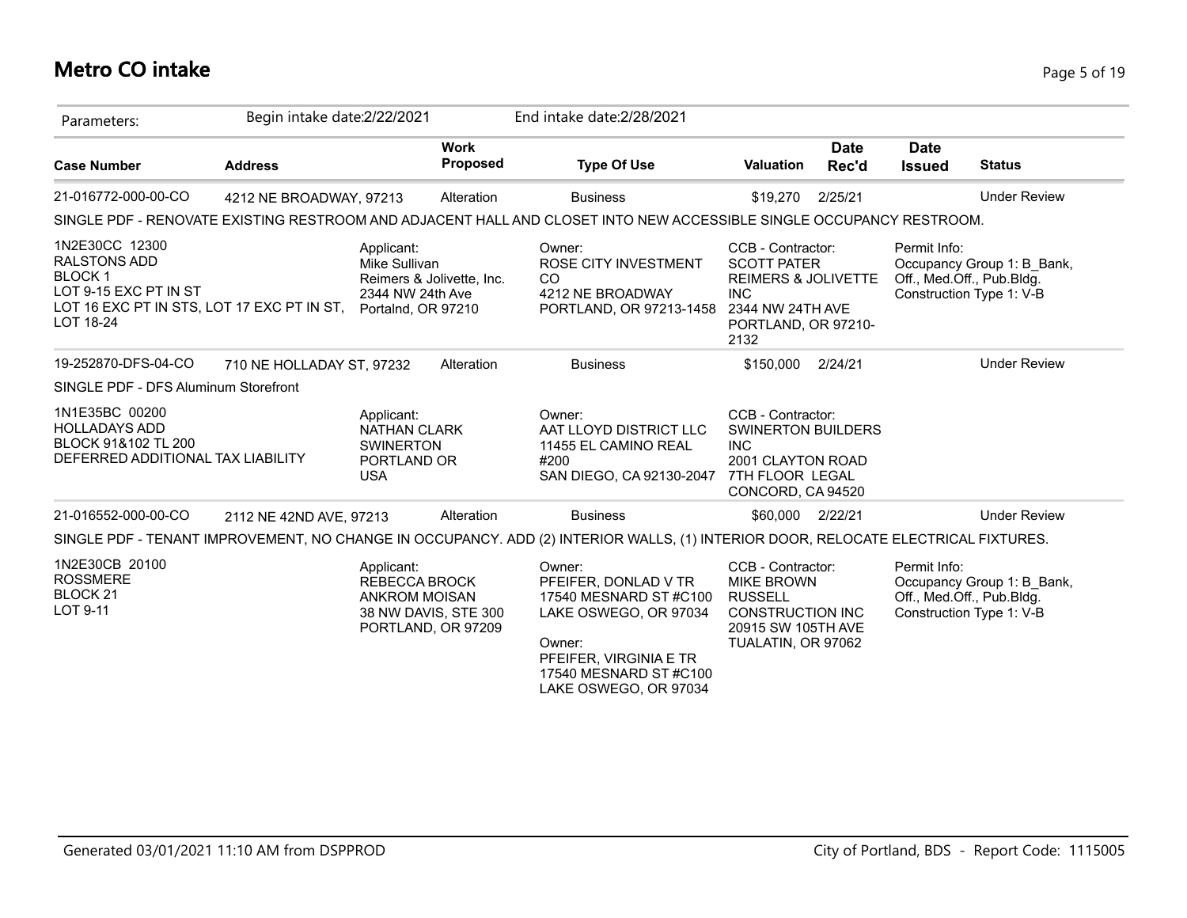# Metro CO intake

Parameters: Begin intake date:2/22/2021 End intake date:2/28/2021

| Case Number | Address | Work Proposed | Type Of Use | Valuation | Date Rec'd | Date Issued | Status |
|---|---|---|---|---|---|---|---|
| 21-016772-000-00-CO | 4212 NE BROADWAY, 97213 | Alteration | Business | $19,270 | 2/25/21 | | Under Review |

SINGLE PDF - RENOVATE EXISTING RESTROOM AND ADJACENT HALL AND CLOSET INTO NEW ACCESSIBLE SINGLE OCCUPANCY RESTROOM.

1N2E30CC 12300
RALSTONS ADD
BLOCK 1
LOT 9-15 EXC PT IN ST
LOT 16 EXC PT IN STS, LOT 17 EXC PT IN ST, LOT 18-24

Applicant:
Mike Sullivan
Reimers & Jolivette, Inc.
2344 NW 24th Ave
Portalnd, OR 97210

Owner:
ROSE CITY INVESTMENT CO
4212 NE BROADWAY
PORTLAND, OR 97213-1458

CCB - Contractor:
SCOTT PATER
REIMERS & JOLIVETTE INC
2344 NW 24TH AVE
PORTLAND, OR 97210-2132

Permit Info:
Occupancy Group 1: B_Bank, Off., Med.Off., Pub.Bldg.
Construction Type 1: V-B

| Case Number | Address | Work Proposed | Type Of Use | Valuation | Date Rec'd | Date Issued | Status |
|---|---|---|---|---|---|---|---|
| 19-252870-DFS-04-CO | 710 NE HOLLADAY ST, 97232 | Alteration | Business | $150,000 | 2/24/21 | | Under Review |

SINGLE PDF - DFS Aluminum Storefront

1N1E35BC 00200
HOLLADAYS ADD
BLOCK 91&102 TL 200
DEFERRED ADDITIONAL TAX LIABILITY

Applicant:
NATHAN CLARK
SWINERTON
PORTLAND OR
USA

Owner:
AAT LLOYD DISTRICT LLC
11455 EL CAMINO REAL #200
SAN DIEGO, CA 92130-2047

CCB - Contractor:
SWINERTON BUILDERS INC
2001 CLAYTON ROAD
7TH FLOOR LEGAL
CONCORD, CA 94520

| Case Number | Address | Work Proposed | Type Of Use | Valuation | Date Rec'd | Date Issued | Status |
|---|---|---|---|---|---|---|---|
| 21-016552-000-00-CO | 2112 NE 42ND AVE, 97213 | Alteration | Business | $60,000 | 2/22/21 | | Under Review |

SINGLE PDF - TENANT IMPROVEMENT, NO CHANGE IN OCCUPANCY. ADD (2) INTERIOR WALLS, (1) INTERIOR DOOR, RELOCATE ELECTRICAL FIXTURES.

1N2E30CB 20100
ROSSMERE
BLOCK 21
LOT 9-11

Applicant:
REBECCA BROCK
ANKROM MOISAN
38 NW DAVIS, STE 300
PORTLAND, OR 97209

Owner:
PFEIFER, DONLAD V TR
17540 MESNARD ST #C100
LAKE OSWEGO, OR 97034

Owner:
PFEIFER, VIRGINIA E TR
17540 MESNARD ST #C100
LAKE OSWEGO, OR 97034

CCB - Contractor:
MIKE BROWN
RUSSELL CONSTRUCTION INC
20915 SW 105TH AVE
TUALATIN, OR 97062

Permit Info:
Occupancy Group 1: B_Bank, Off., Med.Off., Pub.Bldg.
Construction Type 1: V-B

Generated 03/01/2021 11:10 AM from DSPPROD

City of Portland, BDS - Report Code: 1115005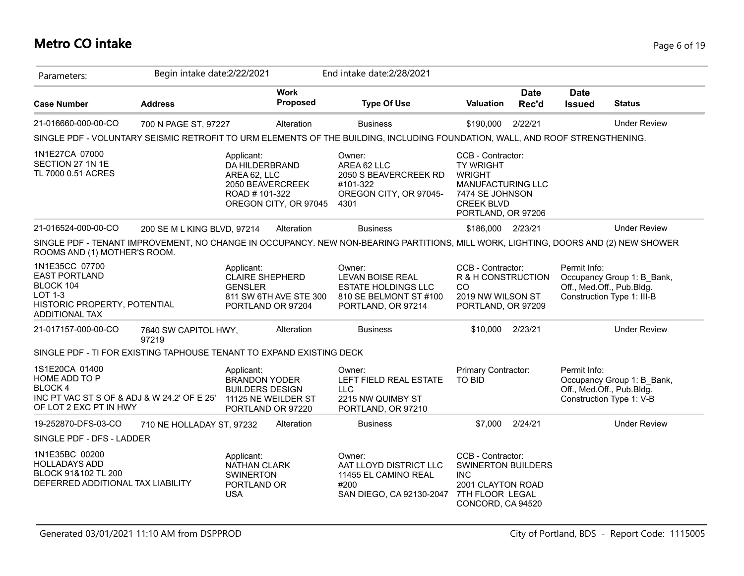# Metro CO intake

Parameters: Begin intake date:2/22/2021 End intake date:2/28/2021

| Case Number | Address | Work Proposed | Type Of Use | Valuation | Date Rec'd | Date Issued | Status |
|---|---|---|---|---|---|---|---|
| 21-016660-000-00-CO | 700 N PAGE ST, 97227 | Alteration | Business | $190,000 | 2/22/21 | | Under Review |

SINGLE PDF - VOLUNTARY SEISMIC RETROFIT TO URM ELEMENTS OF THE BUILDING, INCLUDING FOUNDATION, WALL, AND ROOF STRENGTHENING.

1N1E27CA 07000
SECTION 27 1N 1E
TL 7000 0.51 ACRES

Applicant:
DA HILDERBRAND
AREA 62, LLC
2050 BEAVERCREEK ROAD # 101-322
OREGON CITY, OR 97045

Owner:
AREA 62 LLC
2050 S BEAVERCREEK RD #101-322
OREGON CITY, OR 97045-4301

CCB - Contractor:
TY WRIGHT
WRIGHT MANUFACTURING LLC
7474 SE JOHNSON CREEK BLVD
PORTLAND, OR 97206

| Case Number | Address | Work Proposed | Type Of Use | Valuation | Date Rec'd | Date Issued | Status |
|---|---|---|---|---|---|---|---|
| 21-016524-000-00-CO | 200 SE M L KING BLVD, 97214 | Alteration | Business | $186,000 | 2/23/21 | | Under Review |

SINGLE PDF - TENANT IMPROVEMENT, NO CHANGE IN OCCUPANCY. NEW NON-BEARING PARTITIONS, MILL WORK, LIGHTING, DOORS AND (2) NEW SHOWER ROOMS AND (1) MOTHER'S ROOM.

1N1E35CC 07700
EAST PORTLAND
BLOCK 104
LOT 1-3
HISTORIC PROPERTY, POTENTIAL ADDITIONAL TAX

Applicant:
CLAIRE SHEPHERD
GENSLER
811 SW 6TH AVE STE 300
PORTLAND OR 97204

Owner:
LEVAN BOISE REAL ESTATE HOLDINGS LLC
810 SE BELMONT ST #100
PORTLAND, OR 97214

CCB - Contractor:
R & H CONSTRUCTION CO
2019 NW WILSON ST
PORTLAND, OR 97209

Permit Info:
Occupancy Group 1: B_Bank, Off., Med.Off., Pub.Bldg.
Construction Type 1: III-B

| Case Number | Address | Work Proposed | Type Of Use | Valuation | Date Rec'd | Date Issued | Status |
|---|---|---|---|---|---|---|---|
| 21-017157-000-00-CO | 7840 SW CAPITOL HWY, 97219 | Alteration | Business | $10,000 | 2/23/21 | | Under Review |

SINGLE PDF - TI FOR EXISTING TAPHOUSE TENANT TO EXPAND EXISTING DECK

1S1E20CA 01400
HOME ADD TO P
BLOCK 4
INC PT VAC ST S OF & ADJ & W 24.2' OF E 25' OF LOT 2 EXC PT IN HWY

Applicant:
BRANDON YODER
BUILDERS DESIGN
11125 NE WEILDER ST
PORTLAND OR 97220

Owner:
LEFT FIELD REAL ESTATE LLC
2215 NW QUIMBY ST
PORTLAND, OR 97210

Primary Contractor:
TO BID

Permit Info:
Occupancy Group 1: B_Bank, Off., Med.Off., Pub.Bldg.
Construction Type 1: V-B

| Case Number | Address | Work Proposed | Type Of Use | Valuation | Date Rec'd | Date Issued | Status |
|---|---|---|---|---|---|---|---|
| 19-252870-DFS-03-CO | 710 NE HOLLADAY ST, 97232 | Alteration | Business | $7,000 | 2/24/21 | | Under Review |

SINGLE PDF - DFS - LADDER

1N1E35BC 00200
HOLLADAYS ADD
BLOCK 91&102 TL 200
DEFERRED ADDITIONAL TAX LIABILITY

Applicant:
NATHAN CLARK
SWINERTON
PORTLAND OR
USA

Owner:
AAT LLOYD DISTRICT LLC
11455 EL CAMINO REAL #200
SAN DIEGO, CA 92130-2047

CCB - Contractor:
SWINERTON BUILDERS INC
2001 CLAYTON ROAD
7TH FLOOR LEGAL
CONCORD, CA 94520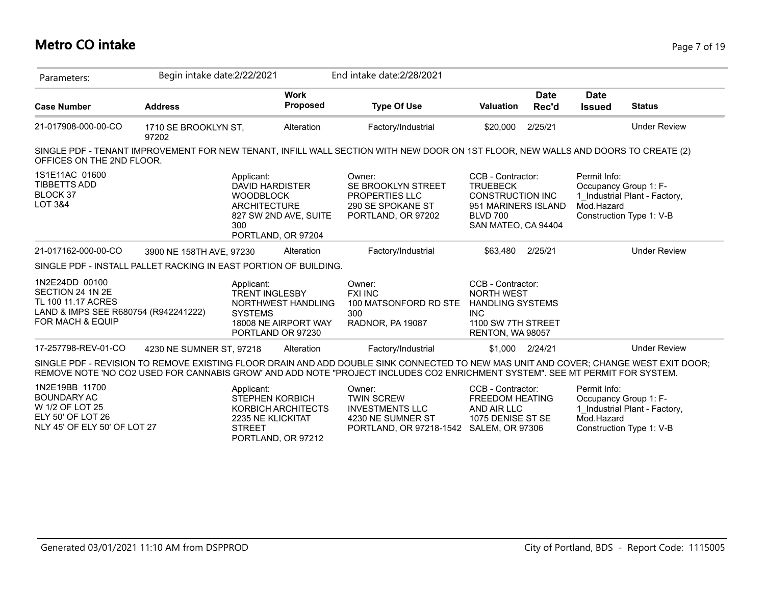# Metro CO intake

Parameters: Begin intake date:2/22/2021 End intake date:2/28/2021

| Case Number | Address | Work Proposed | Type Of Use | Valuation | Date Rec'd | Date Issued | Status |
|---|---|---|---|---|---|---|---|
| 21-017908-000-00-CO | 1710 SE BROOKLYN ST, 97202 | Alteration | Factory/Industrial | $20,000 | 2/25/21 | | Under Review |

SINGLE PDF - TENANT IMPROVEMENT FOR NEW TENANT, INFILL WALL SECTION WITH NEW DOOR ON 1ST FLOOR, NEW WALLS AND DOORS TO CREATE (2) OFFICES ON THE 2ND FLOOR.

| | Applicant | Owner | CCB - Contractor | Permit Info |
|---|---|---|---|---|
| 1S1E11AC 01600<br>TIBBETTS ADD<br>BLOCK 37<br>LOT 3&4 | DAVID HARDISTER<br>WOODBLOCK ARCHITECTURE<br>827 SW 2ND AVE, SUITE 300<br>PORTLAND, OR 97204 | SE BROOKLYN STREET PROPERTIES LLC<br>290 SE SPOKANE ST<br>PORTLAND, OR 97202 | TRUEBECK CONSTRUCTION INC<br>951 MARINERS ISLAND BLVD 700<br>SAN MATEO, CA 94404 | Occupancy Group 1: F-1_Industrial Plant - Factory, Mod.Hazard<br>Construction Type 1: V-B |

| Case Number | Address | Work Proposed | Type Of Use | Valuation | Date Rec'd | Date Issued | Status |
|---|---|---|---|---|---|---|---|
| 21-017162-000-00-CO | 3900 NE 158TH AVE, 97230 | Alteration | Factory/Industrial | $63,480 | 2/25/21 | | Under Review |

SINGLE PDF - INSTALL PALLET RACKING IN EAST PORTION OF BUILDING.

| | Applicant | Owner | CCB - Contractor | Permit Info |
|---|---|---|---|---|
| 1N2E24DD 00100<br>SECTION 24 1N 2E<br>TL 100 11.17 ACRES<br>LAND & IMPS SEE R680754 (R942241222) FOR MACH & EQUIP | TRENT INGLESBY<br>NORTHWEST HANDLING SYSTEMS<br>18008 NE AIRPORT WAY<br>PORTLAND OR 97230 | FXI INC<br>100 MATSONFORD RD STE 300<br>RADNOR, PA 19087 | NORTH WEST HANDLING SYSTEMS INC<br>1100 SW 7TH STREET<br>RENTON, WA 98057 | |

| Case Number | Address | Work Proposed | Type Of Use | Valuation | Date Rec'd | Date Issued | Status |
|---|---|---|---|---|---|---|---|
| 17-257798-REV-01-CO | 4230 NE SUMNER ST, 97218 | Alteration | Factory/Industrial | $1,000 | 2/24/21 | | Under Review |

SINGLE PDF - REVISION TO REMOVE EXISTING FLOOR DRAIN AND ADD DOUBLE SINK CONNECTED TO NEW MAS UNIT AND COVER; CHANGE WEST EXIT DOOR; REMOVE NOTE 'NO CO2 USED FOR CANNABIS GROW' AND ADD NOTE "PROJECT INCLUDES CO2 ENRICHMENT SYSTEM". SEE MT PERMIT FOR SYSTEM.

| | Applicant | Owner | CCB - Contractor | Permit Info |
|---|---|---|---|---|
| 1N2E19BB 11700<br>BOUNDARY AC<br>W 1/2 OF LOT 25<br>ELY 50' OF LOT 26<br>NLY 45' OF ELY 50' OF LOT 27 | STEPHEN KORBICH<br>KORBICH ARCHITECTS<br>2235 NE KLICKITAT STREET<br>PORTLAND, OR 97212 | TWIN SCREW INVESTMENTS LLC<br>4230 NE SUMNER ST<br>PORTLAND, OR 97218-1542 | FREEDOM HEATING AND AIR LLC<br>1075 DENISE ST SE<br>SALEM, OR 97306 | Occupancy Group 1: F-1_Industrial Plant - Factory, Mod.Hazard<br>Construction Type 1: V-B |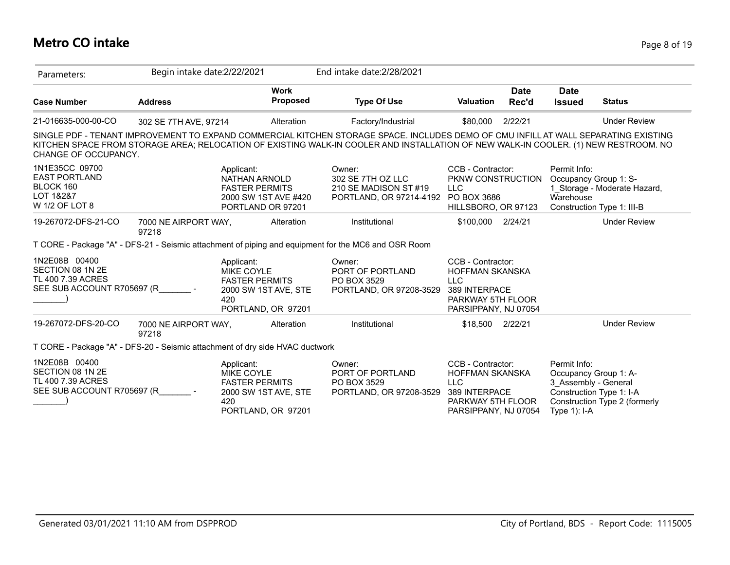# Metro CO intake

Parameters: Begin intake date:2/22/2021 End intake date:2/28/2021

| Case Number | Address | Work Proposed | Type Of Use | Valuation | Date Rec'd | Date Issued | Status |
|---|---|---|---|---|---|---|---|
| 21-016635-000-00-CO | 302 SE 7TH AVE, 97214 | Alteration | Factory/Industrial | $80,000 | 2/22/21 | | Under Review |

SINGLE PDF - TENANT IMPROVEMENT TO EXPAND COMMERCIAL KITCHEN STORAGE SPACE. INCLUDES DEMO OF CMU INFILL AT WALL SEPARATING EXISTING KITCHEN SPACE FROM STORAGE AREA; RELOCATION OF EXISTING WALK-IN COOLER AND INSTALLATION OF NEW WALK-IN COOLER. (1) NEW RESTROOM. NO CHANGE OF OCCUPANCY.

1N1E35CC 09700
EAST PORTLAND
BLOCK 160
LOT 1&2&7
W 1/2 OF LOT 8

Applicant:
NATHAN ARNOLD
FASTER PERMITS
2000 SW 1ST AVE #420
PORTLAND OR 97201

Owner:
302 SE 7TH OZ LLC
210 SE MADISON ST #19
PORTLAND, OR 97214-4192

CCB - Contractor:
PKNW CONSTRUCTION LLC
PO BOX 3686
HILLSBORO, OR 97123

Permit Info:
Occupancy Group 1: S-1_Storage - Moderate Hazard, Warehouse
Construction Type 1: III-B

| Case Number | Address | Work Proposed | Type Of Use | Valuation | Date Rec'd | Date Issued | Status |
|---|---|---|---|---|---|---|---|
| 19-267072-DFS-21-CO | 7000 NE AIRPORT WAY, 97218 | Alteration | Institutional | $100,000 | 2/24/21 | | Under Review |

T CORE - Package "A" - DFS-21 - Seismic attachment of piping and equipment for the MC6 and OSR Room

1N2E08B 00400
SECTION 08 1N 2E
TL 400 7.39 ACRES
SEE SUB ACCOUNT R705697 (R_______ - _______)

Applicant:
MIKE COYLE
FASTER PERMITS
2000 SW 1ST AVE, STE 420
PORTLAND, OR 97201

Owner:
PORT OF PORTLAND
PO BOX 3529
PORTLAND, OR 97208-3529

CCB - Contractor:
HOFFMAN SKANSKA LLC
389 INTERPACE PARKWAY 5TH FLOOR
PARSIPPANY, NJ 07054

| Case Number | Address | Work Proposed | Type Of Use | Valuation | Date Rec'd | Date Issued | Status |
|---|---|---|---|---|---|---|---|
| 19-267072-DFS-20-CO | 7000 NE AIRPORT WAY, 97218 | Alteration | Institutional | $18,500 | 2/22/21 | | Under Review |

T CORE - Package "A" - DFS-20 - Seismic attachment of dry side HVAC ductwork

1N2E08B 00400
SECTION 08 1N 2E
TL 400 7.39 ACRES
SEE SUB ACCOUNT R705697 (R_______ - _______)

Applicant:
MIKE COYLE
FASTER PERMITS
2000 SW 1ST AVE, STE 420
PORTLAND, OR 97201

Owner:
PORT OF PORTLAND
PO BOX 3529
PORTLAND, OR 97208-3529

CCB - Contractor:
HOFFMAN SKANSKA LLC
389 INTERPACE PARKWAY 5TH FLOOR
PARSIPPANY, NJ 07054

Permit Info:
Occupancy Group 1: A-3_Assembly - General
Construction Type 1: I-A
Construction Type 2 (formerly Type 1): I-A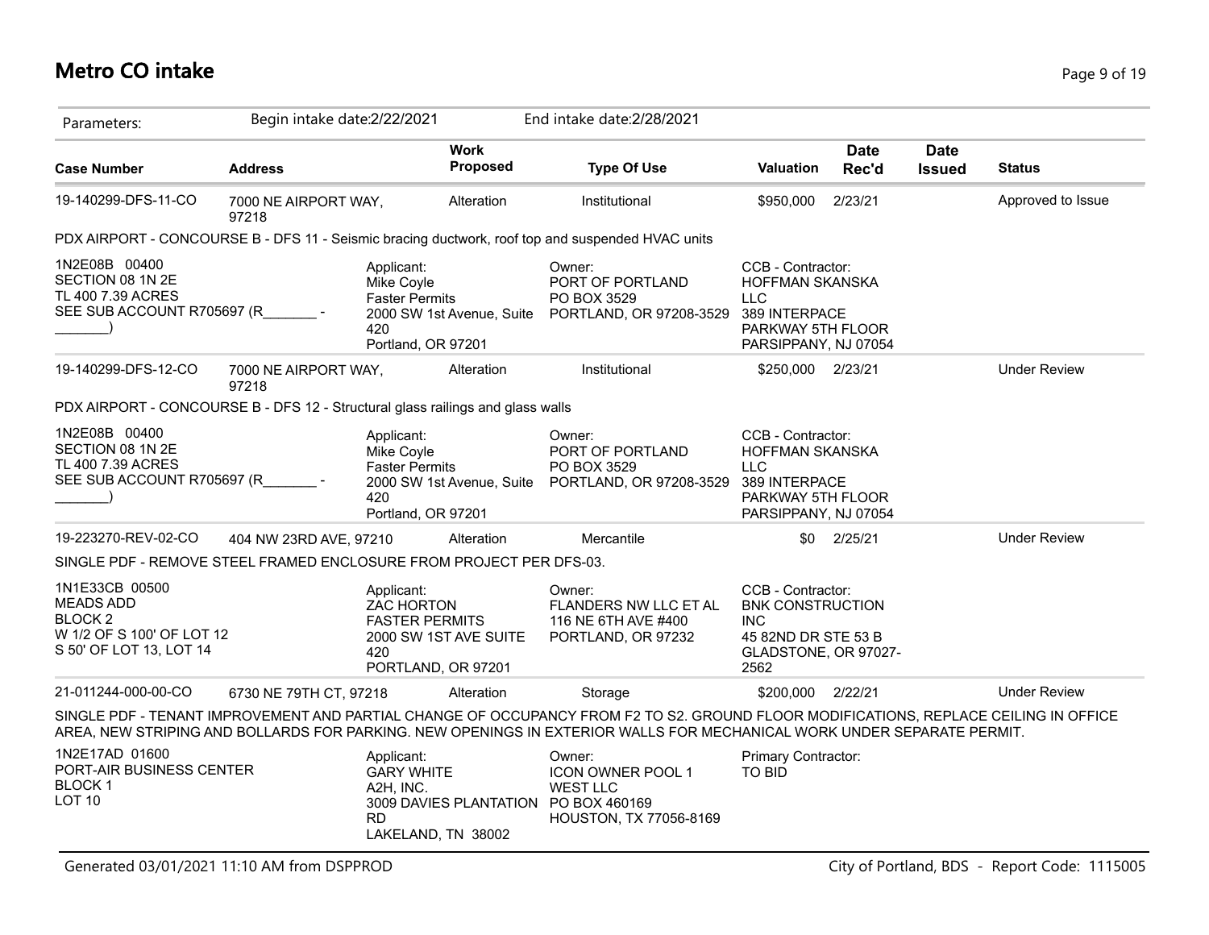# Metro CO intake

Parameters: Begin intake date:2/22/2021 End intake date:2/28/2021

| Case Number | Address | Work Proposed | Type Of Use | Valuation | Date Rec'd | Date Issued | Status |
|---|---|---|---|---|---|---|---|
| 19-140299-DFS-11-CO | 7000 NE AIRPORT WAY, 97218 | Alteration | Institutional | $950,000 | 2/23/21 | | Approved to Issue |

PDX AIRPORT - CONCOURSE B - DFS 11 - Seismic bracing ductwork, roof top and suspended HVAC units

1N2E08B 00400
SECTION 08 1N 2E
TL 400 7.39 ACRES
SEE SUB ACCOUNT R705697 (R_______ - _______)

Applicant:
Mike Coyle
Faster Permits
2000 SW 1st Avenue, Suite 420
Portland, OR 97201

Owner:
PORT OF PORTLAND
PO BOX 3529
PORTLAND, OR 97208-3529

CCB - Contractor:
HOFFMAN SKANSKA LLC
389 INTERPACE PARKWAY 5TH FLOOR
PARSIPPANY, NJ 07054

| Case Number | Address | Work Proposed | Type Of Use | Valuation | Date Rec'd | Date Issued | Status |
|---|---|---|---|---|---|---|---|
| 19-140299-DFS-12-CO | 7000 NE AIRPORT WAY, 97218 | Alteration | Institutional | $250,000 | 2/23/21 | | Under Review |

PDX AIRPORT - CONCOURSE B - DFS 12 - Structural glass railings and glass walls

1N2E08B 00400
SECTION 08 1N 2E
TL 400 7.39 ACRES
SEE SUB ACCOUNT R705697 (R_______ - _______)

Applicant:
Mike Coyle
Faster Permits
2000 SW 1st Avenue, Suite 420
Portland, OR 97201

Owner:
PORT OF PORTLAND
PO BOX 3529
PORTLAND, OR 97208-3529

CCB - Contractor:
HOFFMAN SKANSKA LLC
389 INTERPACE PARKWAY 5TH FLOOR
PARSIPPANY, NJ 07054

| Case Number | Address | Work Proposed | Type Of Use | Valuation | Date Rec'd | Date Issued | Status |
|---|---|---|---|---|---|---|---|
| 19-223270-REV-02-CO | 404 NW 23RD AVE, 97210 | Alteration | Mercantile | $0 | 2/25/21 | | Under Review |

SINGLE PDF - REMOVE STEEL FRAMED ENCLOSURE FROM PROJECT PER DFS-03.

1N1E33CB 00500
MEADS ADD
BLOCK 2
W 1/2 OF S 100' OF LOT 12
S 50' OF LOT 13, LOT 14

Applicant:
ZAC HORTON
FASTER PERMITS
2000 SW 1ST AVE SUITE 420
PORTLAND, OR 97201

Owner:
FLANDERS NW LLC ET AL
116 NE 6TH AVE #400
PORTLAND, OR 97232

CCB - Contractor:
BNK CONSTRUCTION INC
45 82ND DR STE 53 B
GLADSTONE, OR 97027-2562

| Case Number | Address | Work Proposed | Type Of Use | Valuation | Date Rec'd | Date Issued | Status |
|---|---|---|---|---|---|---|---|
| 21-011244-000-00-CO | 6730 NE 79TH CT, 97218 | Alteration | Storage | $200,000 | 2/22/21 | | Under Review |

SINGLE PDF - TENANT IMPROVEMENT AND PARTIAL CHANGE OF OCCUPANCY FROM F2 TO S2. GROUND FLOOR MODIFICATIONS, REPLACE CEILING IN OFFICE AREA, NEW STRIPING AND BOLLARDS FOR PARKING. NEW OPENINGS IN EXTERIOR WALLS FOR MECHANICAL WORK UNDER SEPARATE PERMIT.

1N2E17AD 01600
PORT-AIR BUSINESS CENTER
BLOCK 1
LOT 10

Applicant:
GARY WHITE
A2H, INC.
3009 DAVIES PLANTATION RD
LAKELAND, TN 38002

Owner:
ICON OWNER POOL 1 WEST LLC
PO BOX 460169
HOUSTON, TX 77056-8169

Primary Contractor:
TO BID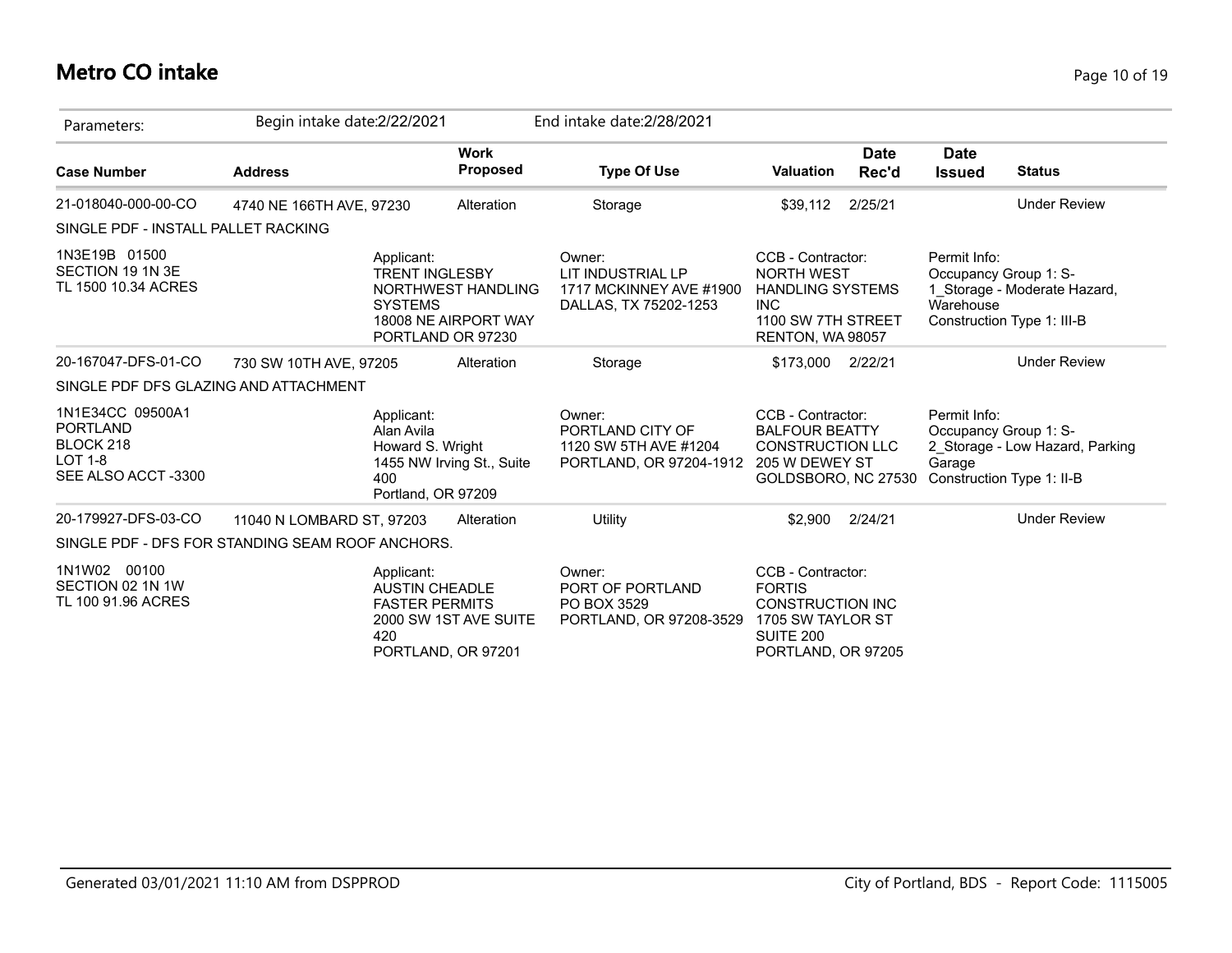# Metro CO intake

| Parameters: | Begin intake date:2/22/2021 | | End intake date:2/28/2021 | | | | |
|---|---|---|---|---|---|---|---|
| **Case Number** | **Address** | **Work Proposed** | **Type Of Use** | **Valuation** | **Date Rec'd** | **Date Issued** | **Status** |
| 21-018040-000-00-CO | 4740 NE 166TH AVE, 97230 | Alteration | Storage | $39,112 | 2/25/21 | | Under Review |
| SINGLE PDF - INSTALL PALLET RACKING | | | | | | | |
| 1N3E19B 01500<br>SECTION 19 1N 3E<br>TL 1500 10.34 ACRES | Applicant:<br>TRENT INGLESBY<br>NORTHWEST HANDLING SYSTEMS<br>18008 NE AIRPORT WAY<br>PORTLAND OR 97230 | | Owner:<br>LIT INDUSTRIAL LP<br>1717 MCKINNEY AVE #1900<br>DALLAS, TX 75202-1253 | CCB - Contractor:<br>NORTH WEST HANDLING SYSTEMS INC<br>1100 SW 7TH STREET<br>RENTON, WA 98057 | | Permit Info:<br>Occupancy Group 1: S-1_Storage - Moderate Hazard, Warehouse<br>Construction Type 1: III-B | |
| 20-167047-DFS-01-CO | 730 SW 10TH AVE, 97205 | Alteration | Storage | $173,000 | 2/22/21 | | Under Review |
| SINGLE PDF DFS GLAZING AND ATTACHMENT | | | | | | | |
| 1N1E34CC 09500A1<br>PORTLAND<br>BLOCK 218<br>LOT 1-8<br>SEE ALSO ACCT -3300 | Applicant:<br>Alan Avila<br>Howard S. Wright<br>1455 NW Irving St., Suite 400<br>Portland, OR 97209 | | Owner:<br>PORTLAND CITY OF<br>1120 SW 5TH AVE #1204<br>PORTLAND, OR 97204-1912 | CCB - Contractor:<br>BALFOUR BEATTY CONSTRUCTION LLC<br>205 W DEWEY ST<br>GOLDSBORO, NC 27530 | | Permit Info:<br>Occupancy Group 1: S-2_Storage - Low Hazard, Parking Garage<br>Construction Type 1: II-B | |
| 20-179927-DFS-03-CO | 11040 N LOMBARD ST, 97203 | Alteration | Utility | $2,900 | 2/24/21 | | Under Review |
| SINGLE PDF - DFS FOR STANDING SEAM ROOF ANCHORS. | | | | | | | |
| 1N1W02 00100<br>SECTION 02 1N 1W<br>TL 100 91.96 ACRES | Applicant:<br>AUSTIN CHEADLE<br>FASTER PERMITS<br>2000 SW 1ST AVE SUITE 420<br>PORTLAND, OR 97201 | | Owner:<br>PORT OF PORTLAND<br>PO BOX 3529<br>PORTLAND, OR 97208-3529 | CCB - Contractor:<br>FORTIS CONSTRUCTION INC<br>1705 SW TAYLOR ST SUITE 200<br>PORTLAND, OR 97205 | | | |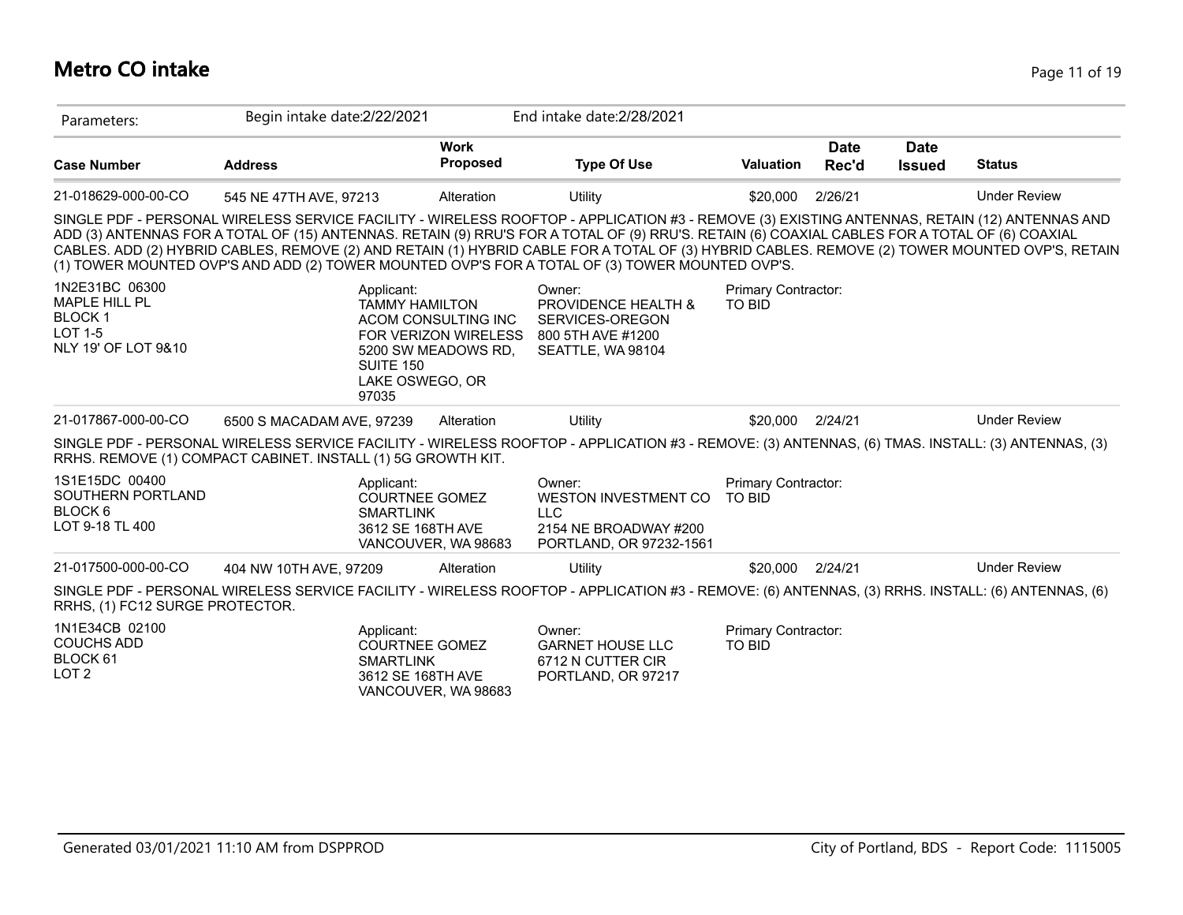# Metro CO intake

Parameters: Begin intake date:2/22/2021 End intake date:2/28/2021

| Case Number | Address | Work Proposed | Type Of Use | Valuation | Date Rec'd | Date Issued | Status |
|---|---|---|---|---|---|---|---|
| 21-018629-000-00-CO | 545 NE 47TH AVE, 97213 | Alteration | Utility | $20,000 | 2/26/21 | | Under Review |

SINGLE PDF - PERSONAL WIRELESS SERVICE FACILITY - WIRELESS ROOFTOP - APPLICATION #3 - REMOVE (3) EXISTING ANTENNAS, RETAIN (12) ANTENNAS AND ADD (3) ANTENNAS FOR A TOTAL OF (15) ANTENNAS. RETAIN (9) RRU'S FOR A TOTAL OF (9) RRU'S. RETAIN (6) COAXIAL CABLES FOR A TOTAL OF (6) COAXIAL CABLES. ADD (2) HYBRID CABLES, REMOVE (2) AND RETAIN (1) HYBRID CABLE FOR A TOTAL OF (3) HYBRID CABLES. REMOVE (2) TOWER MOUNTED OVP'S, RETAIN (1) TOWER MOUNTED OVP'S AND ADD (2) TOWER MOUNTED OVP'S FOR A TOTAL OF (3) TOWER MOUNTED OVP'S.

1N2E31BC 06300
MAPLE HILL PL
BLOCK 1
LOT 1-5
NLY 19' OF LOT 9&10

Applicant:
TAMMY HAMILTON
ACOM CONSULTING INC
FOR VERIZON WIRELESS
5200 SW MEADOWS RD, SUITE 150
LAKE OSWEGO, OR 97035

Owner:
PROVIDENCE HEALTH & SERVICES-OREGON
800 5TH AVE #1200
SEATTLE, WA 98104

Primary Contractor:
TO BID

| Case Number | Address | Work Proposed | Type Of Use | Valuation | Date Rec'd | Date Issued | Status |
|---|---|---|---|---|---|---|---|
| 21-017867-000-00-CO | 6500 S MACADAM AVE, 97239 | Alteration | Utility | $20,000 | 2/24/21 | | Under Review |

SINGLE PDF - PERSONAL WIRELESS SERVICE FACILITY - WIRELESS ROOFTOP - APPLICATION #3 - REMOVE: (3) ANTENNAS, (6) TMAS. INSTALL: (3) ANTENNAS, (3) RRHS. REMOVE (1) COMPACT CABINET. INSTALL (1) 5G GROWTH KIT.

1S1E15DC 00400
SOUTHERN PORTLAND
BLOCK 6
LOT 9-18 TL 400

Applicant:
COURTNEE GOMEZ
SMARTLINK
3612 SE 168TH AVE
VANCOUVER, WA 98683

Owner:
WESTON INVESTMENT CO LLC
2154 NE BROADWAY #200
PORTLAND, OR 97232-1561

Primary Contractor:
TO BID

| Case Number | Address | Work Proposed | Type Of Use | Valuation | Date Rec'd | Date Issued | Status |
|---|---|---|---|---|---|---|---|
| 21-017500-000-00-CO | 404 NW 10TH AVE, 97209 | Alteration | Utility | $20,000 | 2/24/21 | | Under Review |

SINGLE PDF - PERSONAL WIRELESS SERVICE FACILITY - WIRELESS ROOFTOP - APPLICATION #3 - REMOVE: (6) ANTENNAS, (3) RRHS. INSTALL: (6) ANTENNAS, (6) RRHS, (1) FC12 SURGE PROTECTOR.

1N1E34CB 02100
COUCHS ADD
BLOCK 61
LOT 2

Applicant:
COURTNEE GOMEZ
SMARTLINK
3612 SE 168TH AVE
VANCOUVER, WA 98683

Owner:
GARNET HOUSE LLC
6712 N CUTTER CIR
PORTLAND, OR 97217

Primary Contractor:
TO BID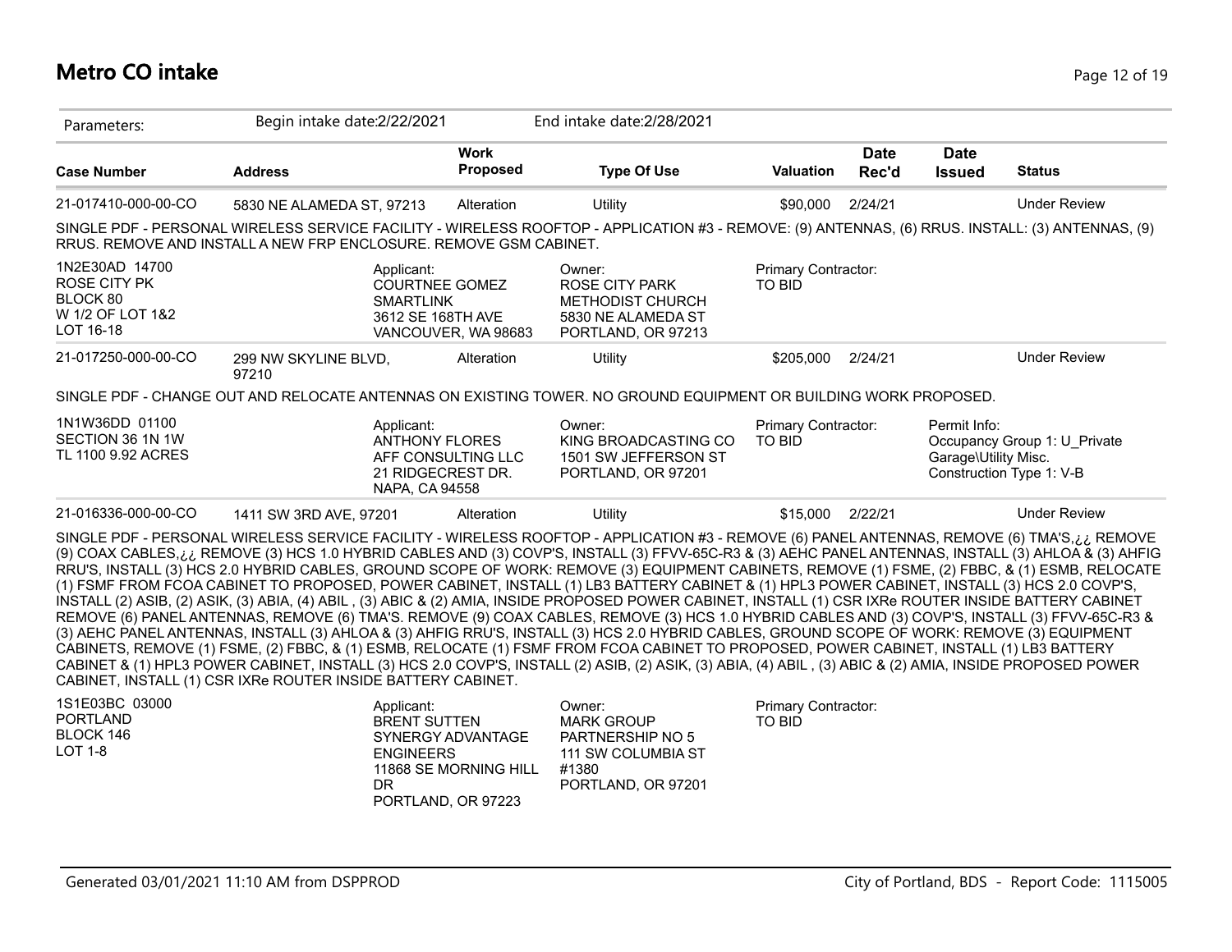# Metro CO intake

Parameters: Begin intake date:2/22/2021 End intake date:2/28/2021

| Case Number | Address | Work Proposed | Type Of Use | Valuation | Date Rec'd | Date Issued | Status |
|---|---|---|---|---|---|---|---|
| 21-017410-000-00-CO | 5830 NE ALAMEDA ST, 97213 | Alteration | Utility | $90,000 | 2/24/21 | | Under Review |

SINGLE PDF - PERSONAL WIRELESS SERVICE FACILITY - WIRELESS ROOFTOP - APPLICATION #3 - REMOVE: (9) ANTENNAS, (6) RRUS. INSTALL: (3) ANTENNAS, (9) RRUS. REMOVE AND INSTALL A NEW FRP ENCLOSURE. REMOVE GSM CABINET.

1N2E30AD 14700
ROSE CITY PK
BLOCK 80
W 1/2 OF LOT 1&2
LOT 16-18

Applicant:
COURTNEE GOMEZ
SMARTLINK
3612 SE 168TH AVE
VANCOUVER, WA 98683

Owner:
ROSE CITY PARK
METHODIST CHURCH
5830 NE ALAMEDA ST
PORTLAND, OR 97213

Primary Contractor:
TO BID

| Case Number | Address | Work Proposed | Type Of Use | Valuation | Date Rec'd | Date Issued | Status |
|---|---|---|---|---|---|---|---|
| 21-017250-000-00-CO | 299 NW SKYLINE BLVD, 97210 | Alteration | Utility | $205,000 | 2/24/21 | | Under Review |

SINGLE PDF - CHANGE OUT AND RELOCATE ANTENNAS ON EXISTING TOWER. NO GROUND EQUIPMENT OR BUILDING WORK PROPOSED.

1N1W36DD 01100
SECTION 36 1N 1W
TL 1100 9.92 ACRES

Applicant:
ANTHONY FLORES
AFF CONSULTING LLC
21 RIDGECREST DR.
NAPA, CA 94558

Owner:
KING BROADCASTING CO
1501 SW JEFFERSON ST
PORTLAND, OR 97201

Primary Contractor:
TO BID

Permit Info:
Occupancy Group 1: U_Private Garage\Utility Misc.
Construction Type 1: V-B

| Case Number | Address | Work Proposed | Type Of Use | Valuation | Date Rec'd | Date Issued | Status |
|---|---|---|---|---|---|---|---|
| 21-016336-000-00-CO | 1411 SW 3RD AVE, 97201 | Alteration | Utility | $15,000 | 2/22/21 | | Under Review |

SINGLE PDF - PERSONAL WIRELESS SERVICE FACILITY - WIRELESS ROOFTOP - APPLICATION #3 - REMOVE (6) PANEL ANTENNAS, REMOVE (6) TMA'S,¿¿ REMOVE (9) COAX CABLES,¿¿ REMOVE (3) HCS 1.0 HYBRID CABLES AND (3) COVP'S, INSTALL (3) FFVV-65C-R3 & (3) AEHC PANEL ANTENNAS, INSTALL (3) AHLOA & (3) AHFIG RRU'S, INSTALL (3) HCS 2.0 HYBRID CABLES, GROUND SCOPE OF WORK: REMOVE (3) EQUIPMENT CABINETS, REMOVE (1) FSME, (2) FBBC, & (1) ESMB, RELOCATE (1) FSMF FROM FCOA CABINET TO PROPOSED, POWER CABINET, INSTALL (1) LB3 BATTERY CABINET & (1) HPL3 POWER CABINET, INSTALL (3) HCS 2.0 COVP'S, INSTALL (2) ASIB, (2) ASIK, (3) ABIA, (4) ABIL , (3) ABIC & (2) AMIA, INSIDE PROPOSED POWER CABINET, INSTALL (1) CSR IXRe ROUTER INSIDE BATTERY CABINET REMOVE (6) PANEL ANTENNAS, REMOVE (6) TMA'S. REMOVE (9) COAX CABLES, REMOVE (3) HCS 1.0 HYBRID CABLES AND (3) COVP'S, INSTALL (3) FFVV-65C-R3 & (3) AEHC PANEL ANTENNAS, INSTALL (3) AHLOA & (3) AHFIG RRU'S, INSTALL (3) HCS 2.0 HYBRID CABLES, GROUND SCOPE OF WORK: REMOVE (3) EQUIPMENT CABINETS, REMOVE (1) FSME, (2) FBBC, & (1) ESMB, RELOCATE (1) FSMF FROM FCOA CABINET TO PROPOSED, POWER CABINET, INSTALL (1) LB3 BATTERY CABINET & (1) HPL3 POWER CABINET, INSTALL (3) HCS 2.0 COVP'S, INSTALL (2) ASIB, (2) ASIK, (3) ABIA, (4) ABIL , (3) ABIC & (2) AMIA, INSIDE PROPOSED POWER CABINET, INSTALL (1) CSR IXRe ROUTER INSIDE BATTERY CABINET.

1S1E03BC 03000
PORTLAND
BLOCK 146
LOT 1-8

Applicant:
BRENT SUTTEN
SYNERGY ADVANTAGE ENGINEERS
11868 SE MORNING HILL DR
PORTLAND, OR 97223

Owner:
MARK GROUP PARTNERSHIP NO 5
111 SW COLUMBIA ST #1380
PORTLAND, OR 97201

Primary Contractor:
TO BID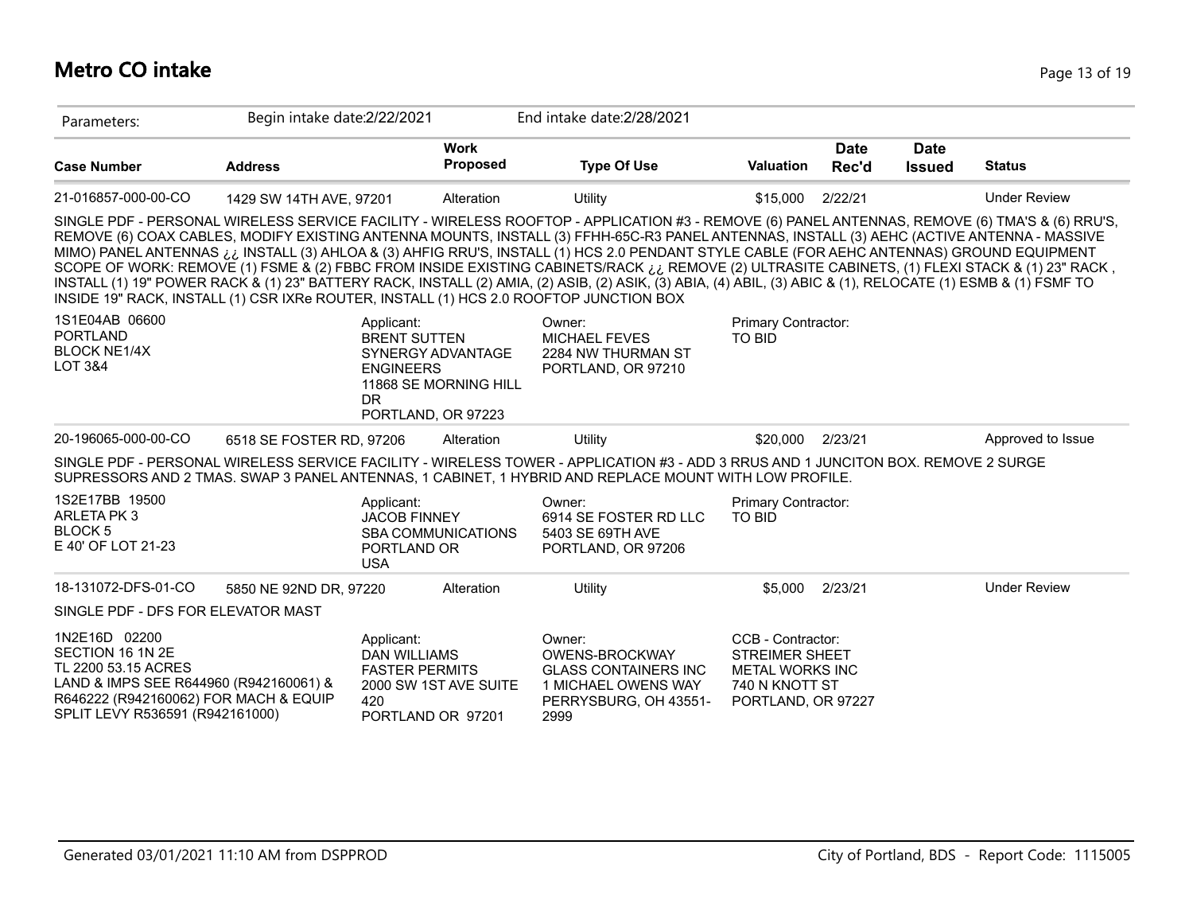# Metro CO intake

| Parameters: | Begin intake date:2/22/2021 | | End intake date:2/28/2021 | | | | |
|---|---|---|---|---|---|---|---|
| **Case Number** | **Address** | **Work Proposed** | **Type Of Use** | **Valuation** | **Date Rec'd** | **Date Issued** | **Status** |
| 21-016857-000-00-CO | 1429 SW 14TH AVE, 97201 | Alteration | Utility | $15,000 | 2/22/21 | | Under Review |

SINGLE PDF - PERSONAL WIRELESS SERVICE FACILITY - WIRELESS ROOFTOP - APPLICATION #3 - REMOVE (6) PANEL ANTENNAS, REMOVE (6) TMA'S & (6) RRU'S, REMOVE (6) COAX CABLES, MODIFY EXISTING ANTENNA MOUNTS, INSTALL (3) FFHH-65C-R3 PANEL ANTENNAS, INSTALL (3) AEHC (ACTIVE ANTENNA - MASSIVE MIMO) PANEL ANTENNAS ¿¿ INSTALL (3) AHLOA & (3) AHFIG RRU'S, INSTALL (1) HCS 2.0 PENDANT STYLE CABLE (FOR AEHC ANTENNAS) GROUND EQUIPMENT SCOPE OF WORK: REMOVE (1) FSME & (2) FBBC FROM INSIDE EXISTING CABINETS/RACK ¿¿ REMOVE (2) ULTRASITE CABINETS, (1) FLEXI STACK & (1) 23" RACK , INSTALL (1) 19" POWER RACK & (1) 23" BATTERY RACK, INSTALL (2) AMIA, (2) ASIB, (2) ASIK, (3) ABIA, (4) ABIL, (3) ABIC & (1), RELOCATE (1) ESMB & (1) FSMF TO INSIDE 19" RACK, INSTALL (1) CSR IXRe ROUTER, INSTALL (1) HCS 2.0 ROOFTOP JUNCTION BOX

1S1E04AB 06600
PORTLAND
BLOCK NE1/4X
LOT 3&4

Applicant:
BRENT SUTTEN
SYNERGY ADVANTAGE ENGINEERS
11868 SE MORNING HILL DR
PORTLAND, OR 97223

Owner:
MICHAEL FEVES
2284 NW THURMAN ST
PORTLAND, OR 97210

Primary Contractor:
TO BID

| Case Number | Address | Work Proposed | Type Of Use | Valuation | Date Rec'd | Date Issued | Status |
|---|---|---|---|---|---|---|---|
| 20-196065-000-00-CO | 6518 SE FOSTER RD, 97206 | Alteration | Utility | $20,000 | 2/23/21 | | Approved to Issue |

SINGLE PDF - PERSONAL WIRELESS SERVICE FACILITY - WIRELESS TOWER - APPLICATION #3 - ADD 3 RRUS AND 1 JUNCITON BOX. REMOVE 2 SURGE SUPRESSORS AND 2 TMAS. SWAP 3 PANEL ANTENNAS, 1 CABINET, 1 HYBRID AND REPLACE MOUNT WITH LOW PROFILE.

1S2E17BB 19500
ARLETA PK 3
BLOCK 5
E 40' OF LOT 21-23

Applicant:
JACOB FINNEY
SBA COMMUNICATIONS
PORTLAND OR
USA

Owner:
6914 SE FOSTER RD LLC
5403 SE 69TH AVE
PORTLAND, OR 97206

Primary Contractor:
TO BID

| Case Number | Address | Work Proposed | Type Of Use | Valuation | Date Rec'd | Date Issued | Status |
|---|---|---|---|---|---|---|---|
| 18-131072-DFS-01-CO | 5850 NE 92ND DR, 97220 | Alteration | Utility | $5,000 | 2/23/21 | | Under Review |

SINGLE PDF - DFS FOR ELEVATOR MAST

1N2E16D 02200
SECTION 16 1N 2E
TL 2200 53.15 ACRES
LAND & IMPS SEE R644960 (R942160061) & R646222 (R942160062) FOR MACH & EQUIP
SPLIT LEVY R536591 (R942161000)

Applicant:
DAN WILLIAMS
FASTER PERMITS
2000 SW 1ST AVE SUITE 420
PORTLAND OR 97201

Owner:
OWENS-BROCKWAY GLASS CONTAINERS INC
1 MICHAEL OWENS WAY
PERRYSBURG, OH 43551-2999

CCB - Contractor:
STREIMER SHEET METAL WORKS INC
740 N KNOTT ST
PORTLAND, OR 97227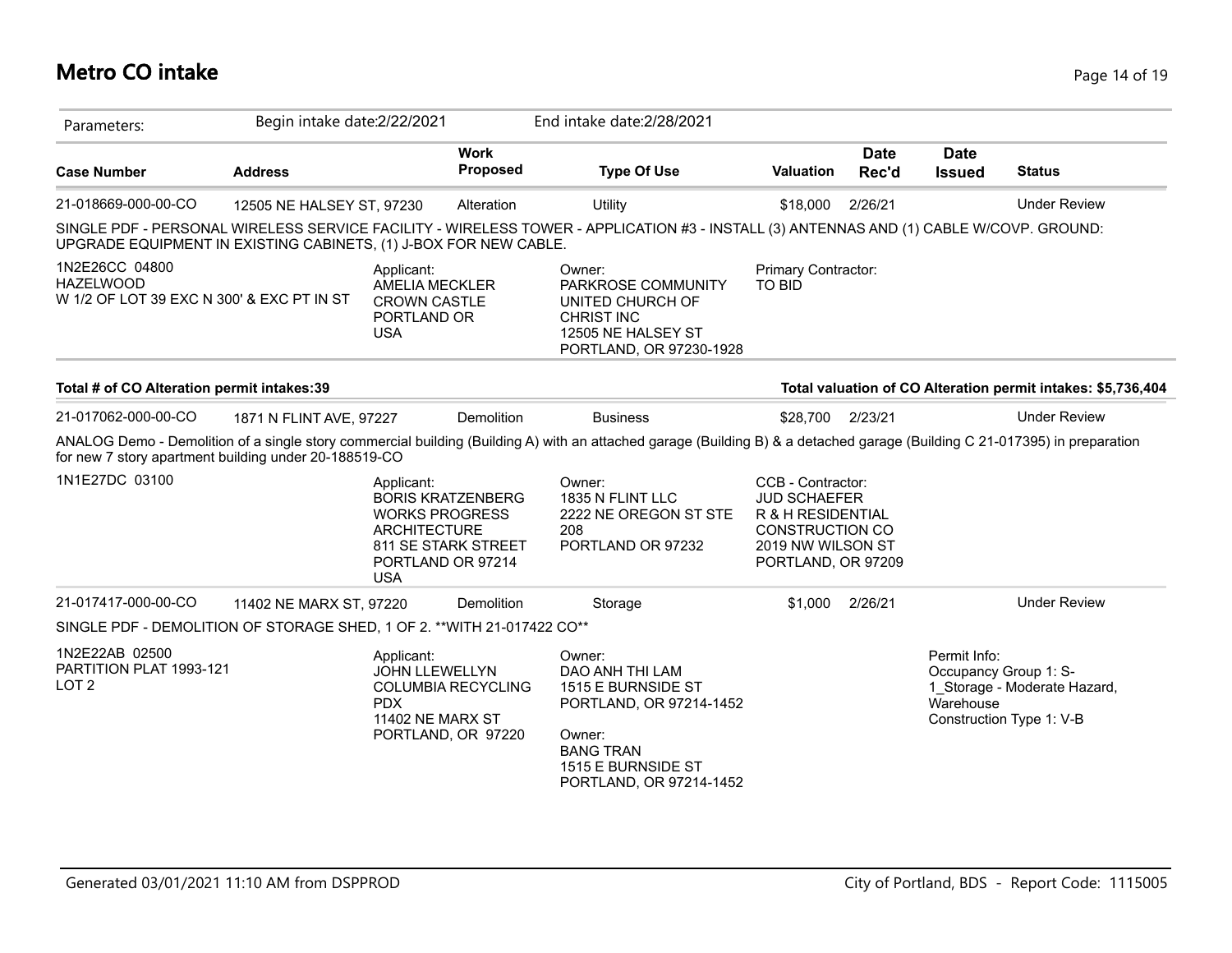## Metro CO intake

Parameters: Begin intake date:2/22/2021 End intake date:2/28/2021

| Case Number | Address | Work Proposed | Type Of Use | Valuation | Date Rec'd | Date Issued | Status |
|---|---|---|---|---|---|---|---|
| 21-018669-000-00-CO | 12505 NE HALSEY ST, 97230 | Alteration | Utility | $18,000 | 2/26/21 | | Under Review |

SINGLE PDF - PERSONAL WIRELESS SERVICE FACILITY - WIRELESS TOWER - APPLICATION #3 - INSTALL (3) ANTENNAS AND (1) CABLE W/COVP. GROUND: UPGRADE EQUIPMENT IN EXISTING CABINETS, (1) J-BOX FOR NEW CABLE.

1N2E26CC 04800
HAZELWOOD
W 1/2 OF LOT 39 EXC N 300' & EXC PT IN ST

Applicant:
AMELIA MECKLER
CROWN CASTLE
PORTLAND OR
USA

Owner:
PARKROSE COMMUNITY UNITED CHURCH OF CHRIST INC
12505 NE HALSEY ST
PORTLAND, OR 97230-1928

Primary Contractor:
TO BID

**Total # of CO Alteration permit intakes:39** | **Total valuation of CO Alteration permit intakes: $5,736,404**

| Case Number | Address | Work Proposed | Type Of Use | Valuation | Date Rec'd | Date Issued | Status |
|---|---|---|---|---|---|---|---|
| 21-017062-000-00-CO | 1871 N FLINT AVE, 97227 | Demolition | Business | $28,700 | 2/23/21 | | Under Review |

ANALOG Demo - Demolition of a single story commercial building (Building A) with an attached garage (Building B) & a detached garage (Building C 21-017395) in preparation for new 7 story apartment building under 20-188519-CO

1N1E27DC 03100

Applicant:
BORIS KRATZENBERG
WORKS PROGRESS ARCHITECTURE
811 SE STARK STREET
PORTLAND OR 97214
USA

Owner:
1835 N FLINT LLC
2222 NE OREGON ST STE 208
PORTLAND OR 97232

CCB - Contractor:
JUD SCHAEFER
R & H RESIDENTIAL CONSTRUCTION CO
2019 NW WILSON ST
PORTLAND, OR 97209

| Case Number | Address | Work Proposed | Type Of Use | Valuation | Date Rec'd | Date Issued | Status |
|---|---|---|---|---|---|---|---|
| 21-017417-000-00-CO | 11402 NE MARX ST, 97220 | Demolition | Storage | $1,000 | 2/26/21 | | Under Review |

SINGLE PDF - DEMOLITION OF STORAGE SHED, 1 OF 2. **WITH 21-017422 CO**

1N2E22AB 02500
PARTITION PLAT 1993-121
LOT 2

Applicant:
JOHN LLEWELLYN
COLUMBIA RECYCLING PDX
11402 NE MARX ST
PORTLAND, OR 97220

Owner:
DAO ANH THI LAM
1515 E BURNSIDE ST
PORTLAND, OR 97214-1452

Owner:
BANG TRAN
1515 E BURNSIDE ST
PORTLAND, OR 97214-1452

Permit Info:
Occupancy Group 1: S-1_Storage - Moderate Hazard, Warehouse
Construction Type 1: V-B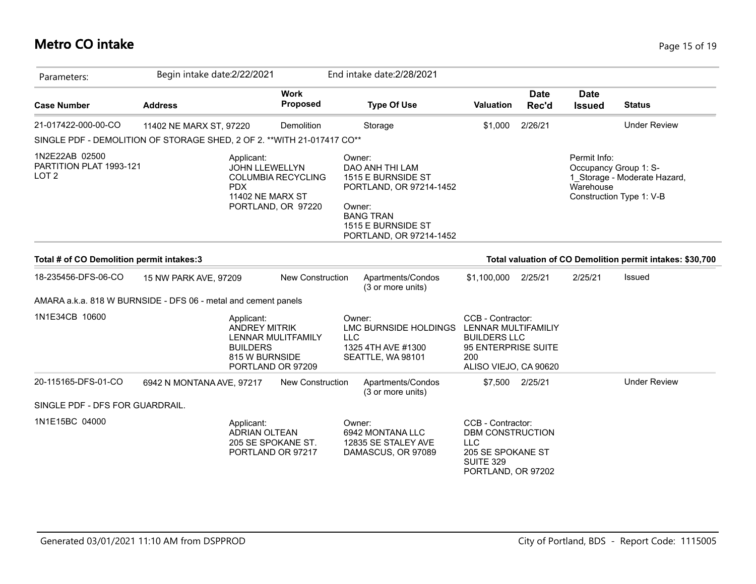# Metro CO intake

| Parameters: | Begin intake date:2/22/2021 | | End intake date:2/28/2021 | | | | |
|---|---|---|---|---|---|---|---|
| **Case Number** | **Address** | **Work Proposed** | **Type Of Use** | **Valuation** | **Date Rec'd** | **Date Issued** | **Status** |
| 21-017422-000-00-CO | 11402 NE MARX ST, 97220 | Demolition | Storage | $1,000 | 2/26/21 | | Under Review |

SINGLE PDF - DEMOLITION OF STORAGE SHED, 2 OF 2. **WITH 21-017417 CO**

1N2E22AB 02500
PARTITION PLAT 1993-121
LOT 2

Applicant:
JOHN LLEWELLYN
COLUMBIA RECYCLING PDX
11402 NE MARX ST
PORTLAND, OR 97220

Owner:
DAO ANH THI LAM
1515 E BURNSIDE ST
PORTLAND, OR 97214-1452

Owner:
BANG TRAN
1515 E BURNSIDE ST
PORTLAND, OR 97214-1452

Permit Info:
Occupancy Group 1: S-1_Storage - Moderate Hazard, Warehouse
Construction Type 1: V-B

**Total # of CO Demolition permit intakes:3**

**Total valuation of CO Demolition permit intakes: $30,700**

| Case Number | Address | Work Proposed | Type Of Use | Valuation | Date Rec'd | Date Issued | Status |
|---|---|---|---|---|---|---|---|
| 18-235456-DFS-06-CO | 15 NW PARK AVE, 97209 | New Construction | Apartments/Condos (3 or more units) | $1,100,000 | 2/25/21 | 2/25/21 | Issued |

AMARA a.k.a. 818 W BURNSIDE - DFS 06 - metal and cement panels

1N1E34CB 10600

Applicant:
ANDREY MITRIK
LENNAR MULITFAMILY BUILDERS
815 W BURNSIDE
PORTLAND OR 97209

Owner:
LMC BURNSIDE HOLDINGS LLC
1325 4TH AVE #1300
SEATTLE, WA 98101

CCB - Contractor:
LENNAR MULTIFAMILIY BUILDERS LLC
95 ENTERPRISE SUITE 200
ALISO VIEJO, CA 90620

| Case Number | Address | Work Proposed | Type Of Use | Valuation | Date Rec'd | Date Issued | Status |
|---|---|---|---|---|---|---|---|
| 20-115165-DFS-01-CO | 6942 N MONTANA AVE, 97217 | New Construction | Apartments/Condos (3 or more units) | $7,500 | 2/25/21 | | Under Review |

SINGLE PDF - DFS FOR GUARDRAIL.

1N1E15BC 04000

Applicant:
ADRIAN OLTEAN
205 SE SPOKANE ST.
PORTLAND OR 97217

Owner:
6942 MONTANA LLC
12835 SE STALEY AVE
DAMASCUS, OR 97089

CCB - Contractor:
DBM CONSTRUCTION LLC
205 SE SPOKANE ST
SUITE 329
PORTLAND, OR 97202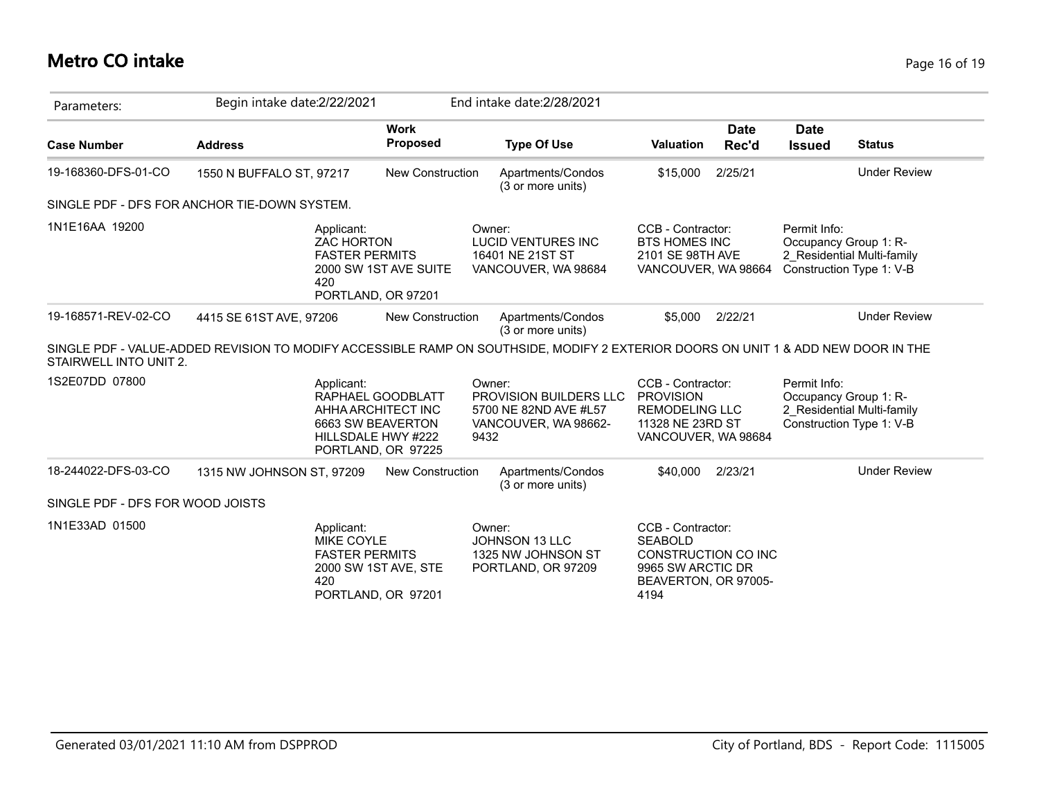# Metro CO intake

Parameters: Begin intake date:2/22/2021 End intake date:2/28/2021

| Case Number | Address | Work Proposed | Type Of Use | Valuation | Date Rec'd | Date Issued | Status |
|---|---|---|---|---|---|---|---|
| 19-168360-DFS-01-CO | 1550 N BUFFALO ST, 97217 | New Construction | Apartments/Condos (3 or more units) | $15,000 | 2/25/21 | | Under Review |

SINGLE PDF - DFS FOR ANCHOR TIE-DOWN SYSTEM.

1N1E16AA 19200

Applicant:
ZAC HORTON
FASTER PERMITS
2000 SW 1ST AVE SUITE 420
PORTLAND, OR 97201

Owner:
LUCID VENTURES INC
16401 NE 21ST ST
VANCOUVER, WA 98684

CCB - Contractor:
BTS HOMES INC
2101 SE 98TH AVE
VANCOUVER, WA 98664

Permit Info:
Occupancy Group 1: R-2_Residential Multi-family
Construction Type 1: V-B

| Case Number | Address | Work Proposed | Type Of Use | Valuation | Date Rec'd | Date Issued | Status |
|---|---|---|---|---|---|---|---|
| 19-168571-REV-02-CO | 4415 SE 61ST AVE, 97206 | New Construction | Apartments/Condos (3 or more units) | $5,000 | 2/22/21 | | Under Review |

SINGLE PDF - VALUE-ADDED REVISION TO MODIFY ACCESSIBLE RAMP ON SOUTHSIDE, MODIFY 2 EXTERIOR DOORS ON UNIT 1 & ADD NEW DOOR IN THE STAIRWELL INTO UNIT 2.

1S2E07DD 07800

Applicant:
RAPHAEL GOODBLATT
AHHA ARCHITECT INC
6663 SW BEAVERTON HILLSDALE HWY #222
PORTLAND, OR 97225

Owner:
PROVISION BUILDERS LLC
5700 NE 82ND AVE #L57
VANCOUVER, WA 98662-9432

CCB - Contractor:
PROVISION REMODELING LLC
11328 NE 23RD ST
VANCOUVER, WA 98684

Permit Info:
Occupancy Group 1: R-2_Residential Multi-family
Construction Type 1: V-B

| Case Number | Address | Work Proposed | Type Of Use | Valuation | Date Rec'd | Date Issued | Status |
|---|---|---|---|---|---|---|---|
| 18-244022-DFS-03-CO | 1315 NW JOHNSON ST, 97209 | New Construction | Apartments/Condos (3 or more units) | $40,000 | 2/23/21 | | Under Review |

SINGLE PDF - DFS FOR WOOD JOISTS

1N1E33AD 01500

Applicant:
MIKE COYLE
FASTER PERMITS
2000 SW 1ST AVE, STE 420
PORTLAND, OR 97201

Owner:
JOHNSON 13 LLC
1325 NW JOHNSON ST
PORTLAND, OR 97209

CCB - Contractor:
SEABOLD CONSTRUCTION CO INC
9965 SW ARCTIC DR
BEAVERTON, OR 97005-4194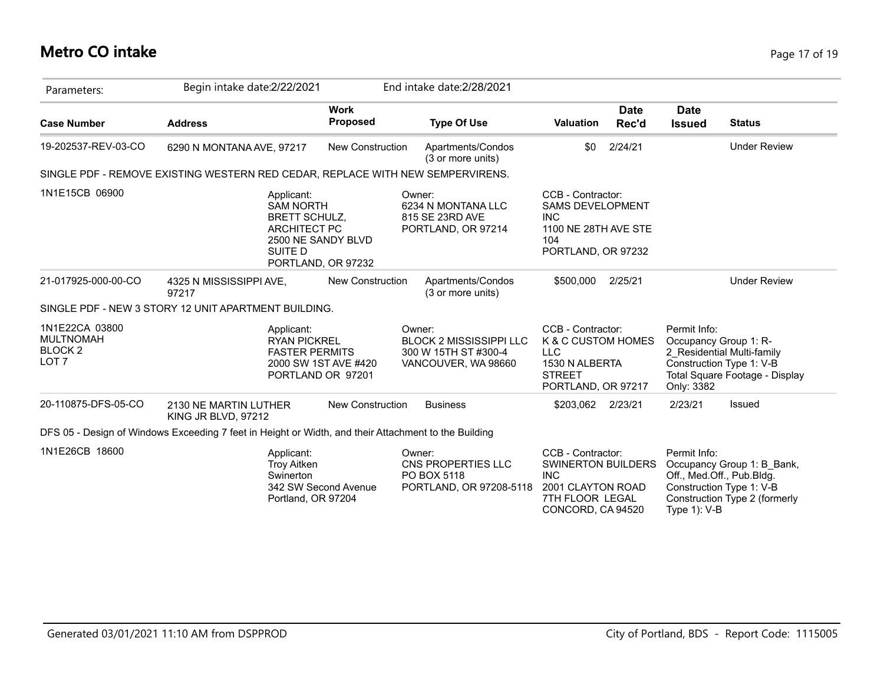# Metro CO intake

Parameters: Begin intake date:2/22/2021 End intake date:2/28/2021

| Case Number | Address | Work Proposed | Type Of Use | Valuation | Date Rec'd | Date Issued | Status |
|---|---|---|---|---|---|---|---|
| 19-202537-REV-03-CO | 6290 N MONTANA AVE, 97217 | New Construction | Apartments/Condos (3 or more units) | $0 | 2/24/21 | | Under Review |
| SINGLE PDF - REMOVE EXISTING WESTERN RED CEDAR, REPLACE WITH NEW SEMPERVIRENS. | | | | | | | |
| 1N1E15CB 06900 | Applicant: SAM NORTH BRETT SCHULZ, ARCHITECT PC 2500 NE SANDY BLVD SUITE D PORTLAND, OR 97232 | | Owner: 6234 N MONTANA LLC 815 SE 23RD AVE PORTLAND, OR 97214 | CCB - Contractor: SAMS DEVELOPMENT INC 1100 NE 28TH AVE STE 104 PORTLAND, OR 97232 | | | |
| 21-017925-000-00-CO | 4325 N MISSISSIPPI AVE, 97217 | New Construction | Apartments/Condos (3 or more units) | $500,000 | 2/25/21 | | Under Review |
| SINGLE PDF - NEW 3 STORY 12 UNIT APARTMENT BUILDING. | | | | | | | |
| 1N1E22CA 03800 MULTNOMAH BLOCK 2 LOT 7 | Applicant: RYAN PICKREL FASTER PERMITS 2000 SW 1ST AVE #420 PORTLAND OR 97201 | | Owner: BLOCK 2 MISSISSIPPI LLC 300 W 15TH ST #300-4 VANCOUVER, WA 98660 | CCB - Contractor: K & C CUSTOM HOMES LLC 1530 N ALBERTA STREET PORTLAND, OR 97217 | | Permit Info: Occupancy Group 1: R-2_Residential Multi-family Construction Type 1: V-B Total Square Footage - Display Only: 3382 | |
| 20-110875-DFS-05-CO | 2130 NE MARTIN LUTHER KING JR BLVD, 97212 | New Construction | Business | $203,062 | 2/23/21 | 2/23/21 | Issued |
| DFS 05 - Design of Windows Exceeding 7 feet in Height or Width, and their Attachment to the Building | | | | | | | |
| 1N1E26CB 18600 | Applicant: Troy Aitken Swinerton 342 SW Second Avenue Portland, OR 97204 | | Owner: CNS PROPERTIES LLC PO BOX 5118 PORTLAND, OR 97208-5118 | CCB - Contractor: SWINERTON BUILDERS INC 2001 CLAYTON ROAD 7TH FLOOR LEGAL CONCORD, CA 94520 | | Permit Info: Occupancy Group 1: B_Bank, Off., Med.Off., Pub.Bldg. Construction Type 1: V-B Construction Type 2 (formerly Type 1): V-B | |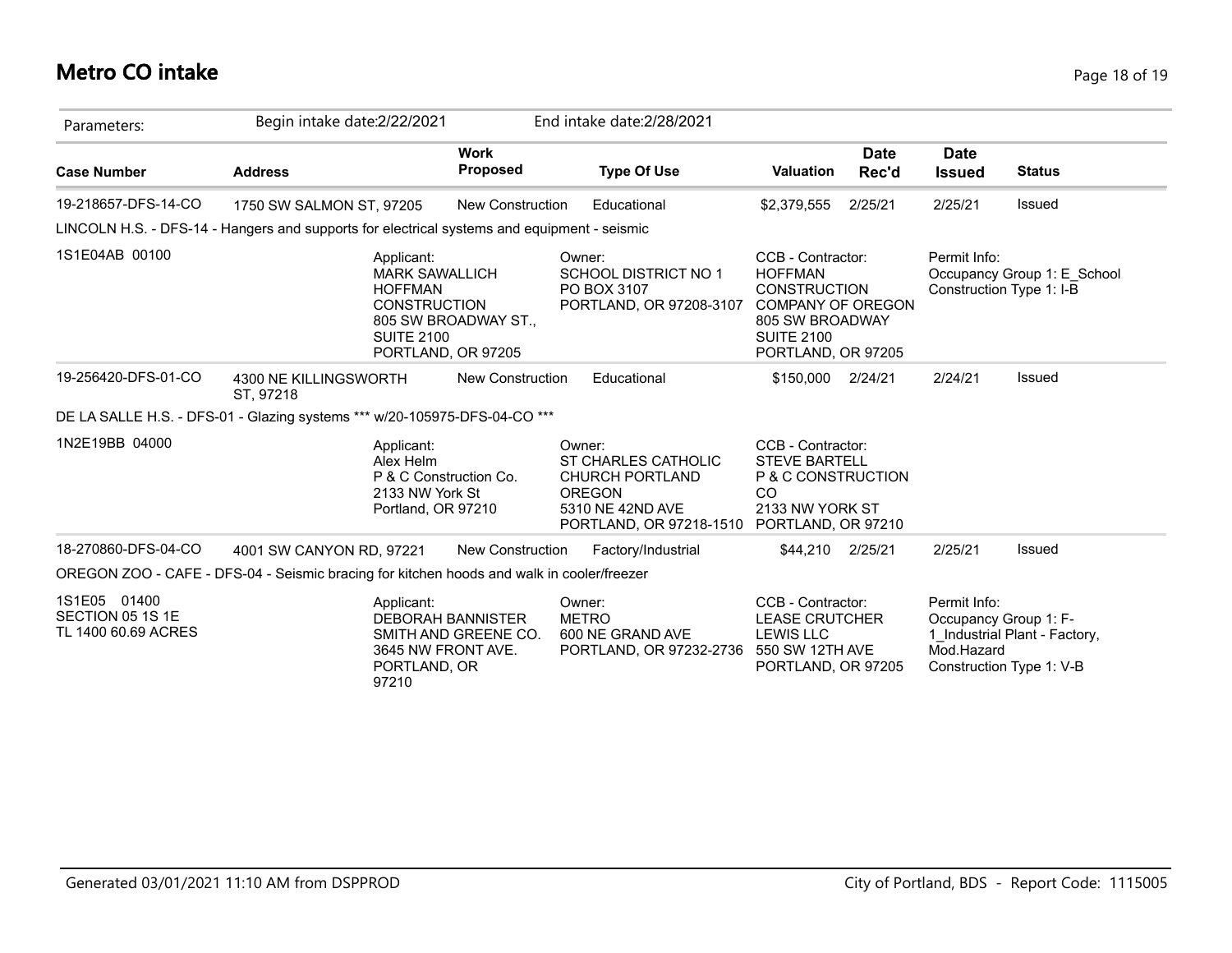# Metro CO intake

Parameters: Begin intake date:2/22/2021 End intake date:2/28/2021

| Case Number | Address | Work Proposed | Type Of Use | Valuation | Date Rec'd | Date Issued | Status |
|---|---|---|---|---|---|---|---|
| 19-218657-DFS-14-CO | 1750 SW SALMON ST, 97205 | New Construction | Educational | $2,379,555 | 2/25/21 | 2/25/21 | Issued |

LINCOLN H.S. - DFS-14 - Hangers and supports for electrical systems and equipment - seismic

1S1E04AB 00100

Applicant:
MARK SAWALLICH
HOFFMAN CONSTRUCTION
805 SW BROADWAY ST., SUITE 2100
PORTLAND, OR 97205

Owner:
SCHOOL DISTRICT NO 1
PO BOX 3107
PORTLAND, OR 97208-3107

CCB - Contractor:
HOFFMAN CONSTRUCTION COMPANY OF OREGON
805 SW BROADWAY
SUITE 2100
PORTLAND, OR 97205

Permit Info:
Occupancy Group 1: E_School
Construction Type 1: I-B

| Case Number | Address | Work Proposed | Type Of Use | Valuation | Date Rec'd | Date Issued | Status |
|---|---|---|---|---|---|---|---|
| 19-256420-DFS-01-CO | 4300 NE KILLINGSWORTH ST, 97218 | New Construction | Educational | $150,000 | 2/24/21 | 2/24/21 | Issued |

DE LA SALLE H.S. - DFS-01 - Glazing systems *** w/20-105975-DFS-04-CO ***

1N2E19BB 04000

Applicant:
Alex Helm
P & C Construction Co.
2133 NW York St
Portland, OR 97210

Owner:
ST CHARLES CATHOLIC CHURCH PORTLAND OREGON
5310 NE 42ND AVE
PORTLAND, OR 97218-1510

CCB - Contractor:
STEVE BARTELL
P & C CONSTRUCTION CO
2133 NW YORK ST
PORTLAND, OR 97210

| Case Number | Address | Work Proposed | Type Of Use | Valuation | Date Rec'd | Date Issued | Status |
|---|---|---|---|---|---|---|---|
| 18-270860-DFS-04-CO | 4001 SW CANYON RD, 97221 | New Construction | Factory/Industrial | $44,210 | 2/25/21 | 2/25/21 | Issued |

OREGON ZOO - CAFE - DFS-04 - Seismic bracing for kitchen hoods and walk in cooler/freezer

1S1E05 01400
SECTION 05 1S 1E
TL 1400 60.69 ACRES

Applicant:
DEBORAH BANNISTER
SMITH AND GREENE CO.
3645 NW FRONT AVE.
PORTLAND, OR 97210

Owner:
METRO
600 NE GRAND AVE
PORTLAND, OR 97232-2736

CCB - Contractor:
LEASE CRUTCHER LEWIS LLC
550 SW 12TH AVE
PORTLAND, OR 97205

Permit Info:
Occupancy Group 1: F-1_Industrial Plant - Factory, Mod.Hazard
Construction Type 1: V-B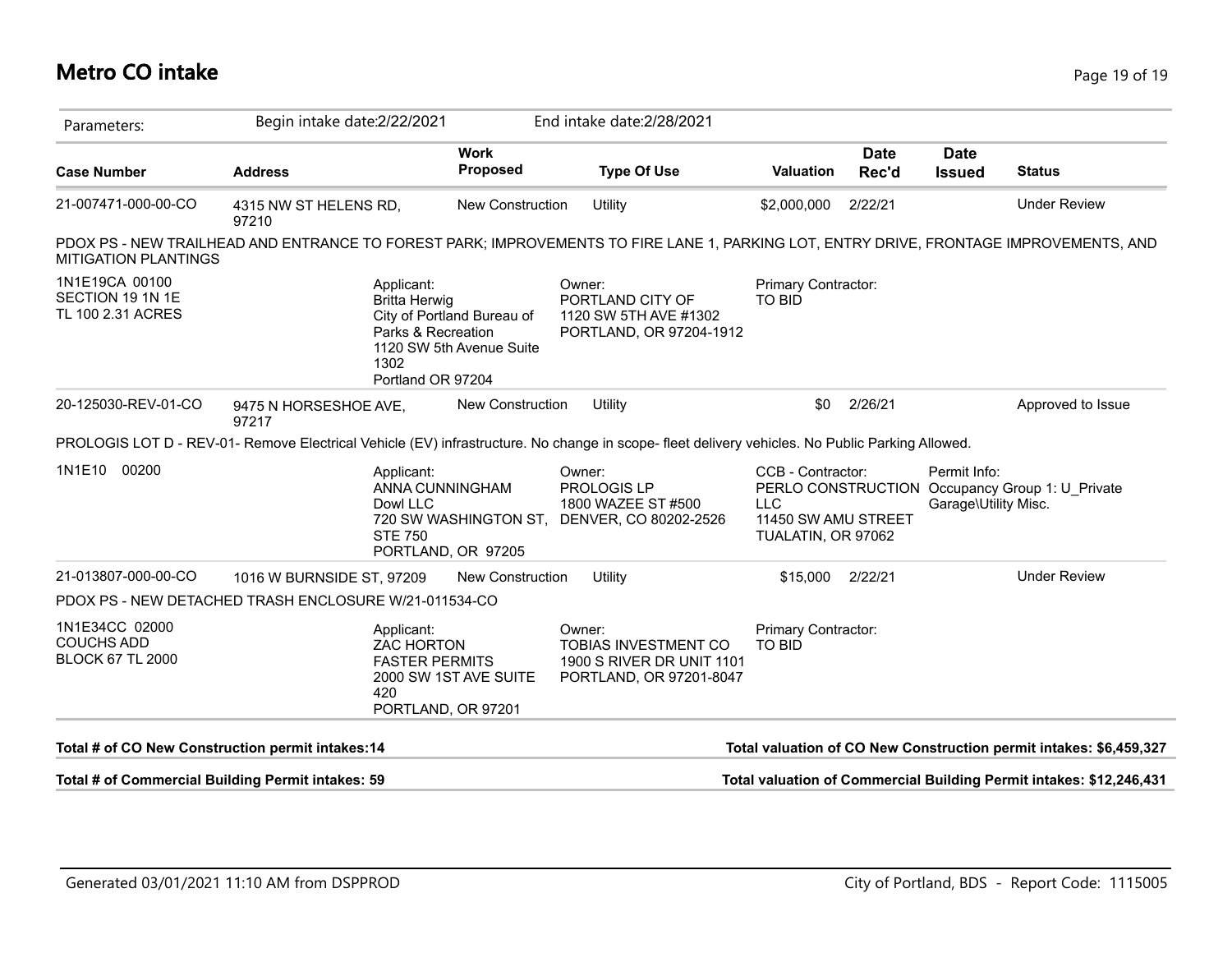# Metro CO intake

Parameters: Begin intake date:2/22/2021 End intake date:2/28/2021

| Case Number | Address | Work Proposed | Type Of Use | Valuation | Date Rec'd | Date Issued | Status |
|---|---|---|---|---|---|---|---|
| 21-007471-000-00-CO | 4315 NW ST HELENS RD, 97210 | New Construction | Utility | $2,000,000 | 2/22/21 | | Under Review |

PDOX PS - NEW TRAILHEAD AND ENTRANCE TO FOREST PARK; IMPROVEMENTS TO FIRE LANE 1, PARKING LOT, ENTRY DRIVE, FRONTAGE IMPROVEMENTS, AND MITIGATION PLANTINGS

1N1E19CA 00100
SECTION 19 1N 1E
TL 100 2.31 ACRES

Applicant:
Britta Herwig
City of Portland Bureau of Parks & Recreation
1120 SW 5th Avenue Suite 1302
Portland OR 97204

Owner:
PORTLAND CITY OF
1120 SW 5TH AVE #1302
PORTLAND, OR 97204-1912

Primary Contractor:
TO BID

| Case Number | Address | Work Proposed | Type Of Use | Valuation | Date Rec'd | Date Issued | Status |
|---|---|---|---|---|---|---|---|
| 20-125030-REV-01-CO | 9475 N HORSESHOE AVE, 97217 | New Construction | Utility | $0 | 2/26/21 | | Approved to Issue |

PROLOGIS LOT D - REV-01- Remove Electrical Vehicle (EV) infrastructure. No change in scope- fleet delivery vehicles. No Public Parking Allowed.

1N1E10 00200

Applicant:
ANNA CUNNINGHAM
Dowl LLC
720 SW WASHINGTON ST, STE 750
PORTLAND, OR 97205

Owner:
PROLOGIS LP
1800 WAZEE ST #500
DENVER, CO 80202-2526

CCB - Contractor:
PERLO CONSTRUCTION LLC
11450 SW AMU STREET
TUALATIN, OR 97062

Permit Info:
Occupancy Group 1: U_Private Garage\Utility Misc.

| Case Number | Address | Work Proposed | Type Of Use | Valuation | Date Rec'd | Date Issued | Status |
|---|---|---|---|---|---|---|---|
| 21-013807-000-00-CO | 1016 W BURNSIDE ST, 97209 | New Construction | Utility | $15,000 | 2/22/21 | | Under Review |

PDOX PS - NEW DETACHED TRASH ENCLOSURE W/21-011534-CO

1N1E34CC 02000
COUCHS ADD
BLOCK 67 TL 2000

Applicant:
ZAC HORTON
FASTER PERMITS
2000 SW 1ST AVE SUITE 420
PORTLAND, OR 97201

Owner:
TOBIAS INVESTMENT CO
1900 S RIVER DR UNIT 1101
PORTLAND, OR 97201-8047

Primary Contractor:
TO BID

**Total # of CO New Construction permit intakes:14**

**Total valuation of CO New Construction permit intakes: $6,459,327**

**Total # of Commercial Building Permit intakes: 59**

**Total valuation of Commercial Building Permit intakes: $12,246,431**

Generated 03/01/2021 11:10 AM from DSPPROD

City of Portland, BDS - Report Code: 1115005